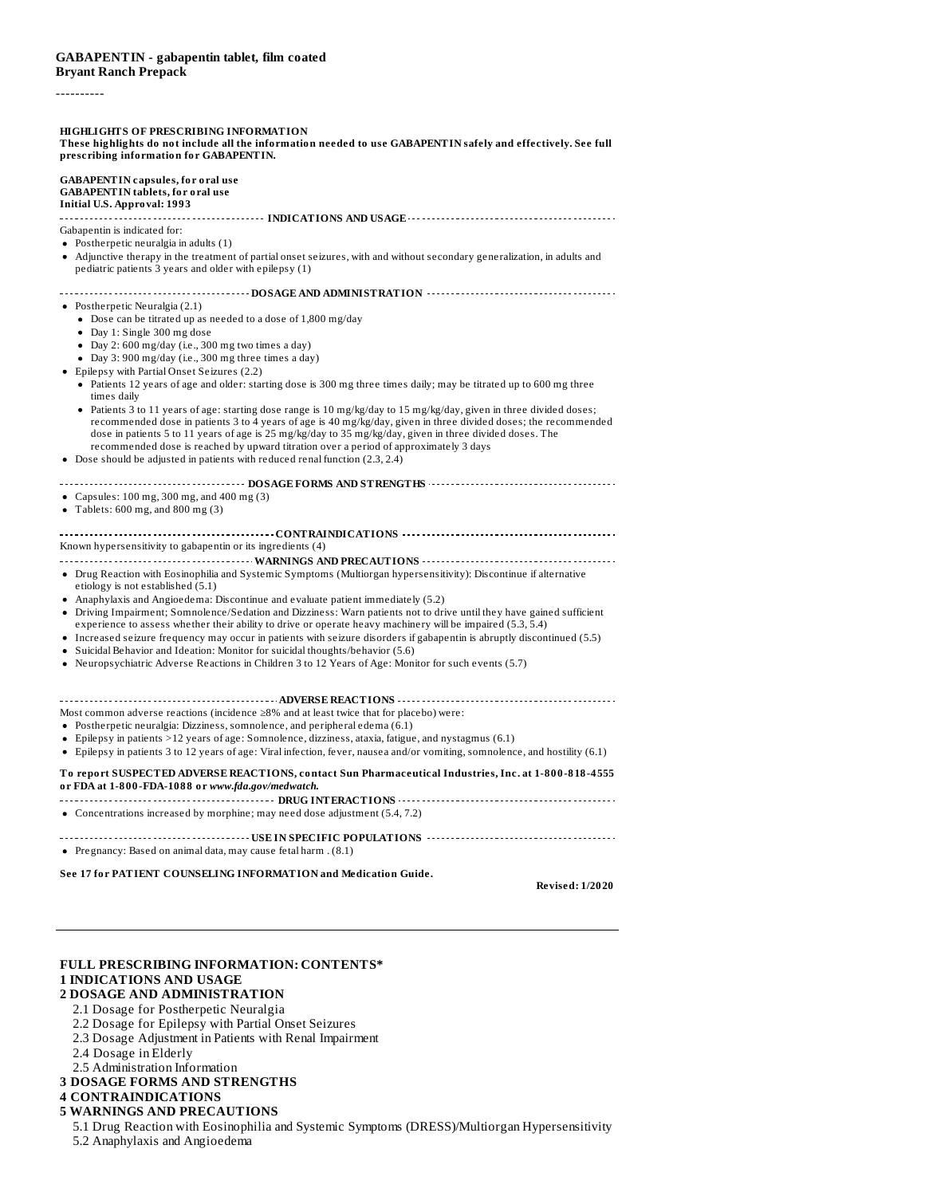**GABAPENTIN - gabapentin tablet, film coated**
**Bryant Ranch Prepack**

----------

**HIGHLIGHTS OF PRESCRIBING INFORMATION**
**These highlights do not include all the information needed to use GABAPENTIN safely and effectively. See full prescribing information for GABAPENTIN.**

**GABAPENTIN capsules, for oral use**
**GABAPENTIN tablets, for oral use**
**Initial U.S. Approval: 1993**

**INDICATIONS AND USAGE**

Gabapentin is indicated for:

- Postherpetic neuralgia in adults (1)
- Adjunctive therapy in the treatment of partial onset seizures, with and without secondary generalization, in adults and pediatric patients 3 years and older with epilepsy (1)

**DOSAGE AND ADMINISTRATION**

- Postherpetic Neuralgia (2.1)
  - Dose can be titrated up as needed to a dose of 1,800 mg/day
  - Day 1: Single 300 mg dose
  - Day 2: 600 mg/day (i.e., 300 mg two times a day)
  - Day 3: 900 mg/day (i.e., 300 mg three times a day)
- Epilepsy with Partial Onset Seizures (2.2)
  - Patients 12 years of age and older: starting dose is 300 mg three times daily; may be titrated up to 600 mg three times daily
  - Patients 3 to 11 years of age: starting dose range is 10 mg/kg/day to 15 mg/kg/day, given in three divided doses; recommended dose in patients 3 to 4 years of age is 40 mg/kg/day, given in three divided doses; the recommended dose in patients 5 to 11 years of age is 25 mg/kg/day to 35 mg/kg/day, given in three divided doses. The recommended dose is reached by upward titration over a period of approximately 3 days
- Dose should be adjusted in patients with reduced renal function (2.3, 2.4)

**DOSAGE FORMS AND STRENGTHS**

- Capsules: 100 mg, 300 mg, and 400 mg (3)
- Tablets: 600 mg, and 800 mg (3)

**CONTRAINDICATIONS**

Known hypersensitivity to gabapentin or its ingredients (4)

**WARNINGS AND PRECAUTIONS**

- Drug Reaction with Eosinophilia and Systemic Symptoms (Multiorgan hypersensitivity): Discontinue if alternative etiology is not established (5.1)
- Anaphylaxis and Angioedema: Discontinue and evaluate patient immediately (5.2)
- Driving Impairment; Somnolence/Sedation and Dizziness: Warn patients not to drive until they have gained sufficient experience to assess whether their ability to drive or operate heavy machinery will be impaired (5.3, 5.4)
- Increased seizure frequency may occur in patients with seizure disorders if gabapentin is abruptly discontinued (5.5)
- Suicidal Behavior and Ideation: Monitor for suicidal thoughts/behavior (5.6)
- Neuropsychiatric Adverse Reactions in Children 3 to 12 Years of Age: Monitor for such events (5.7)

**ADVERSE REACTIONS**

Most common adverse reactions (incidence ≥8% and at least twice that for placebo) were:

- Postherpetic neuralgia: Dizziness, somnolence, and peripheral edema (6.1)
- Epilepsy in patients >12 years of age: Somnolence, dizziness, ataxia, fatigue, and nystagmus (6.1)
- Epilepsy in patients 3 to 12 years of age: Viral infection, fever, nausea and/or vomiting, somnolence, and hostility (6.1)

**To report SUSPECTED ADVERSE REACTIONS, contact Sun Pharmaceutical Industries, Inc. at 1-800-818-4555 or FDA at 1-800-FDA-1088 or *www.fda.gov/medwatch.***

**DRUG INTERACTIONS**

- Concentrations increased by morphine; may need dose adjustment (5.4, 7.2)

**USE IN SPECIFIC POPULATIONS**

- Pregnancy: Based on animal data, may cause fetal harm . (8.1)

**See 17 for PATIENT COUNSELING INFORMATION and Medication Guide.**

**Revised: 1/2020**

---

**FULL PRESCRIBING INFORMATION: CONTENTS***

**1 INDICATIONS AND USAGE**

**2 DOSAGE AND ADMINISTRATION**

2.1 Dosage for Postherpetic Neuralgia
2.2 Dosage for Epilepsy with Partial Onset Seizures
2.3 Dosage Adjustment in Patients with Renal Impairment
2.4 Dosage in Elderly
2.5 Administration Information

**3 DOSAGE FORMS AND STRENGTHS**

**4 CONTRAINDICATIONS**

**5 WARNINGS AND PRECAUTIONS**

5.1 Drug Reaction with Eosinophilia and Systemic Symptoms (DRESS)/Multiorgan Hypersensitivity
5.2 Anaphylaxis and Angioedema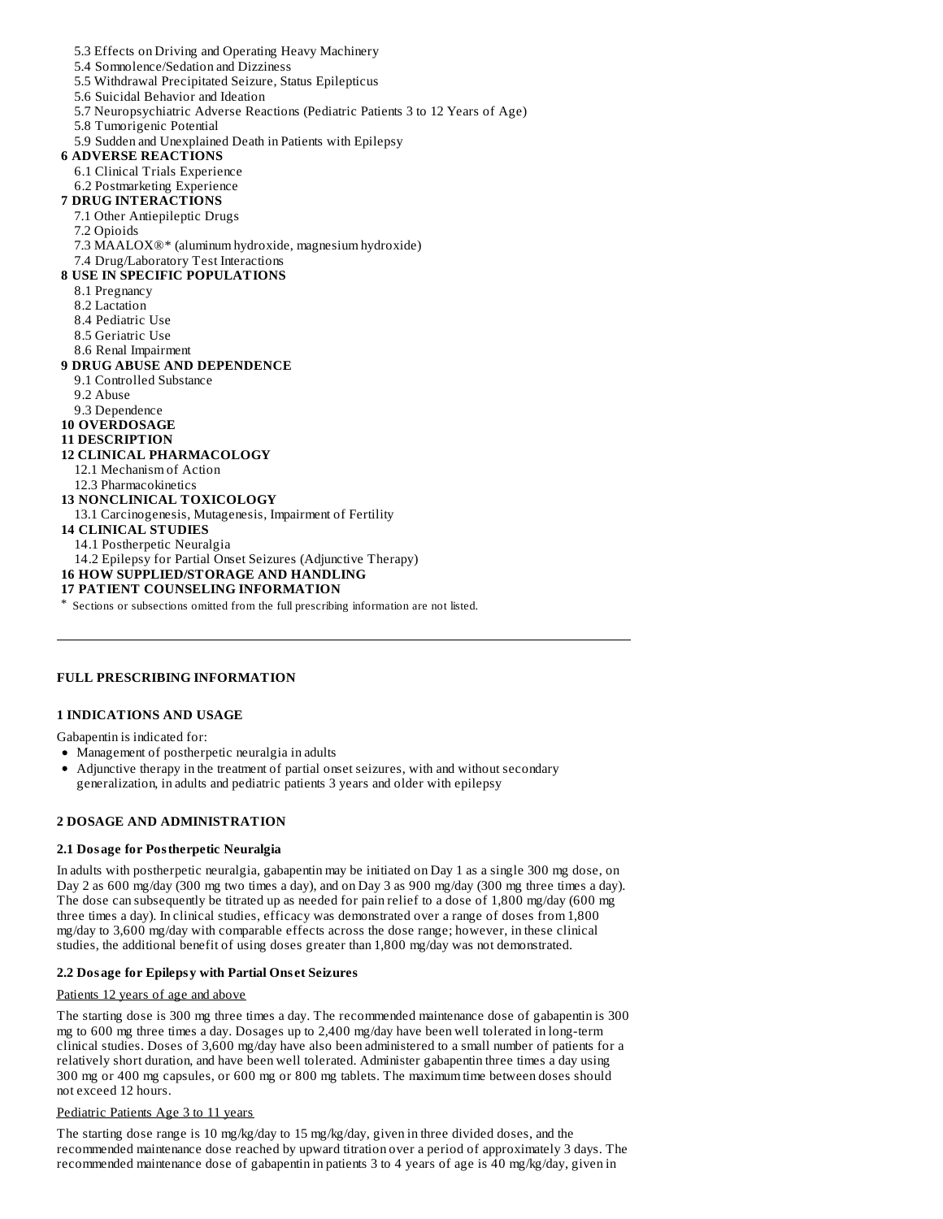5.3 Effects on Driving and Operating Heavy Machinery
5.4 Somnolence/Sedation and Dizziness
5.5 Withdrawal Precipitated Seizure, Status Epilepticus
5.6 Suicidal Behavior and Ideation
5.7 Neuropsychiatric Adverse Reactions (Pediatric Patients 3 to 12 Years of Age)
5.8 Tumorigenic Potential
5.9 Sudden and Unexplained Death in Patients with Epilepsy

**6 ADVERSE REACTIONS**
6.1 Clinical Trials Experience
6.2 Postmarketing Experience

**7 DRUG INTERACTIONS**
7.1 Other Antiepileptic Drugs
7.2 Opioids
7.3 MAALOX®* (aluminum hydroxide, magnesium hydroxide)
7.4 Drug/Laboratory Test Interactions

**8 USE IN SPECIFIC POPULATIONS**
8.1 Pregnancy
8.2 Lactation
8.4 Pediatric Use
8.5 Geriatric Use
8.6 Renal Impairment

**9 DRUG ABUSE AND DEPENDENCE**
9.1 Controlled Substance
9.2 Abuse
9.3 Dependence

**10 OVERDOSAGE**

**11 DESCRIPTION**

**12 CLINICAL PHARMACOLOGY**
12.1 Mechanism of Action
12.3 Pharmacokinetics

**13 NONCLINICAL TOXICOLOGY**
13.1 Carcinogenesis, Mutagenesis, Impairment of Fertility

**14 CLINICAL STUDIES**
14.1 Postherpetic Neuralgia
14.2 Epilepsy for Partial Onset Seizures (Adjunctive Therapy)

**16 HOW SUPPLIED/STORAGE AND HANDLING**

**17 PATIENT COUNSELING INFORMATION**

\* Sections or subsections omitted from the full prescribing information are not listed.

---

## FULL PRESCRIBING INFORMATION

## 1 INDICATIONS AND USAGE

Gabapentin is indicated for:

- Management of postherpetic neuralgia in adults
- Adjunctive therapy in the treatment of partial onset seizures, with and without secondary generalization, in adults and pediatric patients 3 years and older with epilepsy

## 2 DOSAGE AND ADMINISTRATION

### 2.1 Dosage for Postherpetic Neuralgia

In adults with postherpetic neuralgia, gabapentin may be initiated on Day 1 as a single 300 mg dose, on Day 2 as 600 mg/day (300 mg two times a day), and on Day 3 as 900 mg/day (300 mg three times a day). The dose can subsequently be titrated up as needed for pain relief to a dose of 1,800 mg/day (600 mg three times a day). In clinical studies, efficacy was demonstrated over a range of doses from 1,800 mg/day to 3,600 mg/day with comparable effects across the dose range; however, in these clinical studies, the additional benefit of using doses greater than 1,800 mg/day was not demonstrated.

### 2.2 Dosage for Epilepsy with Partial Onset Seizures

Patients 12 years of age and above

The starting dose is 300 mg three times a day. The recommended maintenance dose of gabapentin is 300 mg to 600 mg three times a day. Dosages up to 2,400 mg/day have been well tolerated in long-term clinical studies. Doses of 3,600 mg/day have also been administered to a small number of patients for a relatively short duration, and have been well tolerated. Administer gabapentin three times a day using 300 mg or 400 mg capsules, or 600 mg or 800 mg tablets. The maximum time between doses should not exceed 12 hours.

Pediatric Patients Age 3 to 11 years

The starting dose range is 10 mg/kg/day to 15 mg/kg/day, given in three divided doses, and the recommended maintenance dose reached by upward titration over a period of approximately 3 days. The recommended maintenance dose of gabapentin in patients 3 to 4 years of age is 40 mg/kg/day, given in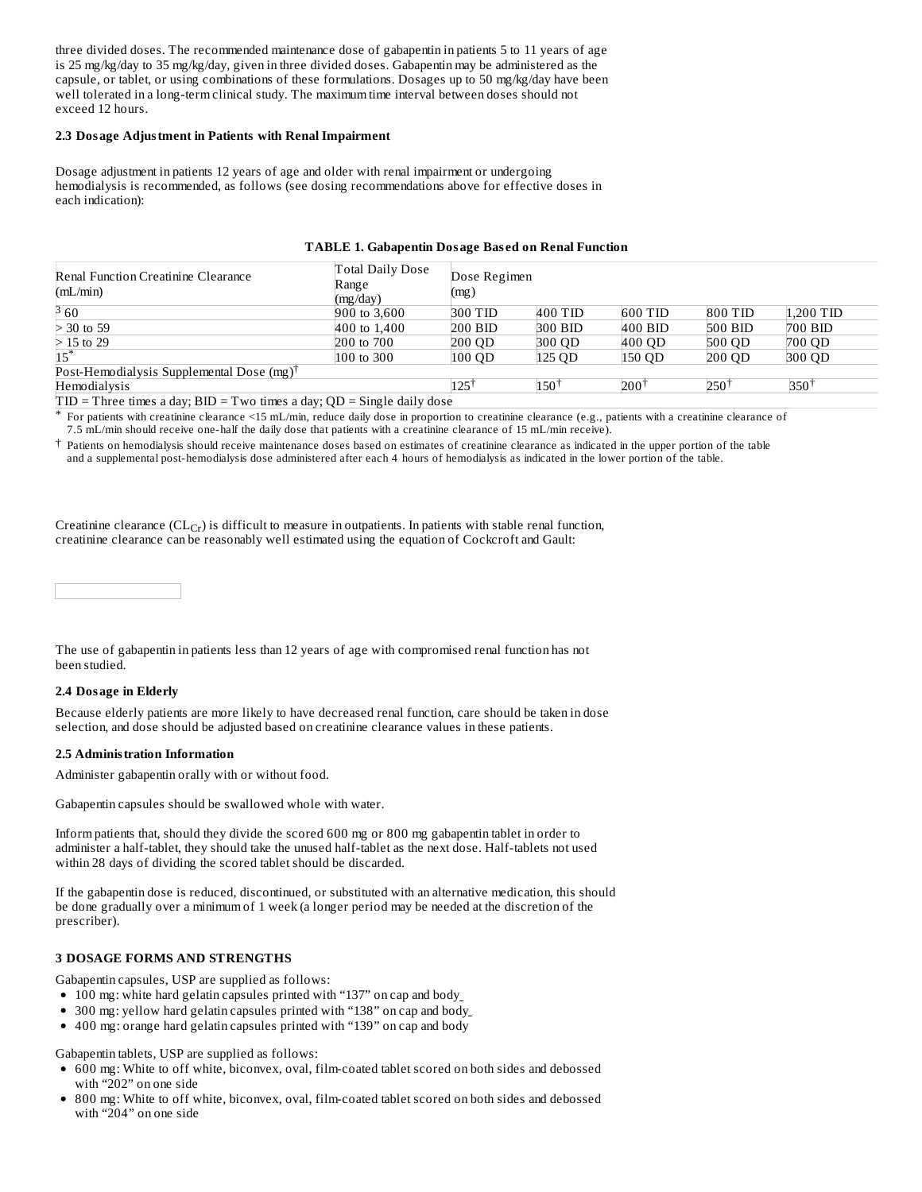three divided doses. The recommended maintenance dose of gabapentin in patients 5 to 11 years of age is 25 mg/kg/day to 35 mg/kg/day, given in three divided doses. Gabapentin may be administered as the capsule, or tablet, or using combinations of these formulations. Dosages up to 50 mg/kg/day have been well tolerated in a long-term clinical study. The maximum time interval between doses should not exceed 12 hours.

### 2.3 Dosage Adjustment in Patients with Renal Impairment

Dosage adjustment in patients 12 years of age and older with renal impairment or undergoing hemodialysis is recommended, as follows (see dosing recommendations above for effective doses in each indication):

**TABLE 1. Gabapentin Dosage Based on Renal Function**

| Renal Function Creatinine Clearance (mL/min) | Total Daily Dose Range (mg/day) | Dose Regimen (mg) | | | | |
|---|---|---|---|---|---|---|
| ³ 60 | 900 to 3,600 | 300 TID | 400 TID | 600 TID | 800 TID | 1,200 TID |
| > 30 to 59 | 400 to 1,400 | 200 BID | 300 BID | 400 BID | 500 BID | 700 BID |
| > 15 to 29 | 200 to 700 | 200 QD | 300 QD | 400 QD | 500 QD | 700 QD |
| 15* | 100 to 300 | 100 QD | 125 QD | 150 QD | 200 QD | 300 QD |
| Post-Hemodialysis Supplemental Dose (mg)† | | | | | | |
| Hemodialysis | | 125† | 150† | 200† | 250† | 350† |

TID = Three times a day; BID = Two times a day; QD = Single daily dose

\* For patients with creatinine clearance <15 mL/min, reduce daily dose in proportion to creatinine clearance (e.g., patients with a creatinine clearance of 7.5 mL/min should receive one-half the daily dose that patients with a creatinine clearance of 15 mL/min receive).

† Patients on hemodialysis should receive maintenance doses based on estimates of creatinine clearance as indicated in the upper portion of the table and a supplemental post-hemodialysis dose administered after each 4 hours of hemodialysis as indicated in the lower portion of the table.

Creatinine clearance ($CL_{Cr}$) is difficult to measure in outpatients. In patients with stable renal function, creatinine clearance can be reasonably well estimated using the equation of Cockcroft and Gault:

The use of gabapentin in patients less than 12 years of age with compromised renal function has not been studied.

### 2.4 Dosage in Elderly

Because elderly patients are more likely to have decreased renal function, care should be taken in dose selection, and dose should be adjusted based on creatinine clearance values in these patients.

### 2.5 Administration Information

Administer gabapentin orally with or without food.

Gabapentin capsules should be swallowed whole with water.

Inform patients that, should they divide the scored 600 mg or 800 mg gabapentin tablet in order to administer a half-tablet, they should take the unused half-tablet as the next dose. Half-tablets not used within 28 days of dividing the scored tablet should be discarded.

If the gabapentin dose is reduced, discontinued, or substituted with an alternative medication, this should be done gradually over a minimum of 1 week (a longer period may be needed at the discretion of the prescriber).

## 3 DOSAGE FORMS AND STRENGTHS

Gabapentin capsules, USP are supplied as follows:

- 100 mg: white hard gelatin capsules printed with "137" on cap and body
- 300 mg: yellow hard gelatin capsules printed with "138" on cap and body
- 400 mg: orange hard gelatin capsules printed with "139" on cap and body

Gabapentin tablets, USP are supplied as follows:

- 600 mg: White to off white, biconvex, oval, film-coated tablet scored on both sides and debossed with "202" on one side
- 800 mg: White to off white, biconvex, oval, film-coated tablet scored on both sides and debossed with "204" on one side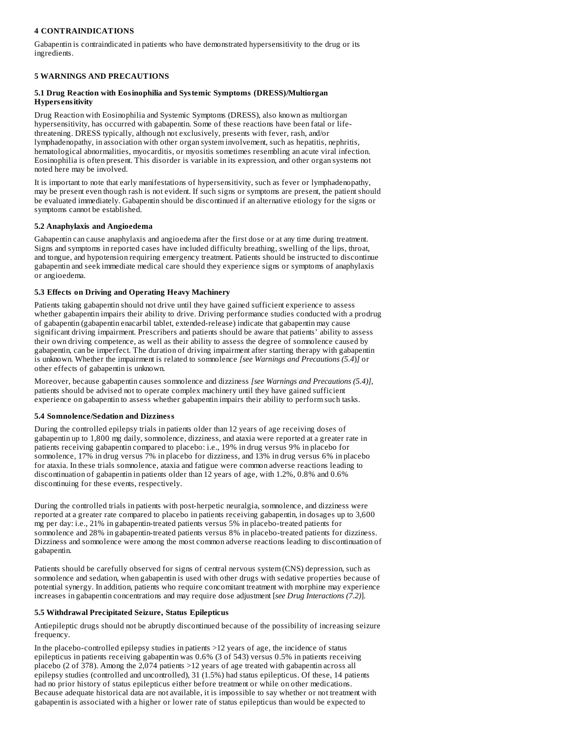## 4 CONTRAINDICATIONS

Gabapentin is contraindicated in patients who have demonstrated hypersensitivity to the drug or its ingredients.

## 5 WARNINGS AND PRECAUTIONS

### 5.1 Drug Reaction with Eosinophilia and Systemic Symptoms (DRESS)/Multiorgan Hypersensitivity

Drug Reaction with Eosinophilia and Systemic Symptoms (DRESS), also known as multiorgan hypersensitivity, has occurred with gabapentin. Some of these reactions have been fatal or life-threatening. DRESS typically, although not exclusively, presents with fever, rash, and/or lymphadenopathy, in association with other organ system involvement, such as hepatitis, nephritis, hematological abnormalities, myocarditis, or myositis sometimes resembling an acute viral infection. Eosinophilia is often present. This disorder is variable in its expression, and other organ systems not noted here may be involved.

It is important to note that early manifestations of hypersensitivity, such as fever or lymphadenopathy, may be present even though rash is not evident. If such signs or symptoms are present, the patient should be evaluated immediately. Gabapentin should be discontinued if an alternative etiology for the signs or symptoms cannot be established.

### 5.2 Anaphylaxis and Angioedema

Gabapentin can cause anaphylaxis and angioedema after the first dose or at any time during treatment. Signs and symptoms in reported cases have included difficulty breathing, swelling of the lips, throat, and tongue, and hypotension requiring emergency treatment. Patients should be instructed to discontinue gabapentin and seek immediate medical care should they experience signs or symptoms of anaphylaxis or angioedema.

### 5.3 Effects on Driving and Operating Heavy Machinery

Patients taking gabapentin should not drive until they have gained sufficient experience to assess whether gabapentin impairs their ability to drive. Driving performance studies conducted with a prodrug of gabapentin (gabapentin enacarbil tablet, extended-release) indicate that gabapentin may cause significant driving impairment. Prescribers and patients should be aware that patients' ability to assess their own driving competence, as well as their ability to assess the degree of somnolence caused by gabapentin, can be imperfect. The duration of driving impairment after starting therapy with gabapentin is unknown. Whether the impairment is related to somnolence *[see Warnings and Precautions (5.4)]* or other effects of gabapentin is unknown.

Moreover, because gabapentin causes somnolence and dizziness *[see Warnings and Precautions (5.4)]*, patients should be advised not to operate complex machinery until they have gained sufficient experience on gabapentin to assess whether gabapentin impairs their ability to perform such tasks.

### 5.4 Somnolence/Sedation and Dizziness

During the controlled epilepsy trials in patients older than 12 years of age receiving doses of gabapentin up to 1,800 mg daily, somnolence, dizziness, and ataxia were reported at a greater rate in patients receiving gabapentin compared to placebo: i.e., 19% in drug versus 9% in placebo for somnolence, 17% in drug versus 7% in placebo for dizziness, and 13% in drug versus 6% in placebo for ataxia. In these trials somnolence, ataxia and fatigue were common adverse reactions leading to discontinuation of gabapentin in patients older than 12 years of age, with 1.2%, 0.8% and 0.6% discontinuing for these events, respectively.

During the controlled trials in patients with post-herpetic neuralgia, somnolence, and dizziness were reported at a greater rate compared to placebo in patients receiving gabapentin, in dosages up to 3,600 mg per day: i.e., 21% in gabapentin-treated patients versus 5% in placebo-treated patients for somnolence and 28% in gabapentin-treated patients versus 8% in placebo-treated patients for dizziness. Dizziness and somnolence were among the most common adverse reactions leading to discontinuation of gabapentin.

Patients should be carefully observed for signs of central nervous system (CNS) depression, such as somnolence and sedation, when gabapentin is used with other drugs with sedative properties because of potential synergy. In addition, patients who require concomitant treatment with morphine may experience increases in gabapentin concentrations and may require dose adjustment [*see Drug Interactions (7.2)*].

### 5.5 Withdrawal Precipitated Seizure, Status Epilepticus

Antiepileptic drugs should not be abruptly discontinued because of the possibility of increasing seizure frequency.

In the placebo-controlled epilepsy studies in patients >12 years of age, the incidence of status epilepticus in patients receiving gabapentin was 0.6% (3 of 543) versus 0.5% in patients receiving placebo (2 of 378). Among the 2,074 patients >12 years of age treated with gabapentin across all epilepsy studies (controlled and uncontrolled), 31 (1.5%) had status epilepticus. Of these, 14 patients had no prior history of status epilepticus either before treatment or while on other medications. Because adequate historical data are not available, it is impossible to say whether or not treatment with gabapentin is associated with a higher or lower rate of status epilepticus than would be expected to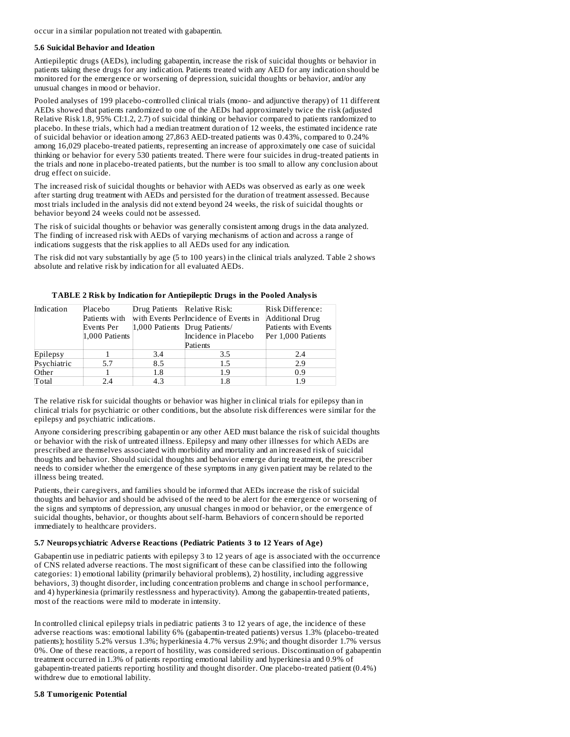occur in a similar population not treated with gabapentin.

### 5.6 Suicidal Behavior and Ideation

Antiepileptic drugs (AEDs), including gabapentin, increase the risk of suicidal thoughts or behavior in patients taking these drugs for any indication. Patients treated with any AED for any indication should be monitored for the emergence or worsening of depression, suicidal thoughts or behavior, and/or any unusual changes in mood or behavior.

Pooled analyses of 199 placebo-controlled clinical trials (mono- and adjunctive therapy) of 11 different AEDs showed that patients randomized to one of the AEDs had approximately twice the risk (adjusted Relative Risk 1.8, 95% CI:1.2, 2.7) of suicidal thinking or behavior compared to patients randomized to placebo. In these trials, which had a median treatment duration of 12 weeks, the estimated incidence rate of suicidal behavior or ideation among 27,863 AED-treated patients was 0.43%, compared to 0.24% among 16,029 placebo-treated patients, representing an increase of approximately one case of suicidal thinking or behavior for every 530 patients treated. There were four suicides in drug-treated patients in the trials and none in placebo-treated patients, but the number is too small to allow any conclusion about drug effect on suicide.

The increased risk of suicidal thoughts or behavior with AEDs was observed as early as one week after starting drug treatment with AEDs and persisted for the duration of treatment assessed. Because most trials included in the analysis did not extend beyond 24 weeks, the risk of suicidal thoughts or behavior beyond 24 weeks could not be assessed.

The risk of suicidal thoughts or behavior was generally consistent among drugs in the data analyzed. The finding of increased risk with AEDs of varying mechanisms of action and across a range of indications suggests that the risk applies to all AEDs used for any indication.

The risk did not vary substantially by age (5 to 100 years) in the clinical trials analyzed. Table 2 shows absolute and relative risk by indication for all evaluated AEDs.

**TABLE 2 Risk by Indication for Antiepileptic Drugs in the Pooled Analysis**

| Indication | Placebo Patients with Events Per 1,000 Patients | Drug Patients with Events Per 1,000 Patients | Relative Risk: Incidence of Events in Drug Patients/ Incidence in Placebo Patients | Risk Difference: Additional Drug Patients with Events Per 1,000 Patients |
|---|---|---|---|---|
| Epilepsy | 1 | 3.4 | 3.5 | 2.4 |
| Psychiatric | 5.7 | 8.5 | 1.5 | 2.9 |
| Other | 1 | 1.8 | 1.9 | 0.9 |
| Total | 2.4 | 4.3 | 1.8 | 1.9 |

The relative risk for suicidal thoughts or behavior was higher in clinical trials for epilepsy than in clinical trials for psychiatric or other conditions, but the absolute risk differences were similar for the epilepsy and psychiatric indications.

Anyone considering prescribing gabapentin or any other AED must balance the risk of suicidal thoughts or behavior with the risk of untreated illness. Epilepsy and many other illnesses for which AEDs are prescribed are themselves associated with morbidity and mortality and an increased risk of suicidal thoughts and behavior. Should suicidal thoughts and behavior emerge during treatment, the prescriber needs to consider whether the emergence of these symptoms in any given patient may be related to the illness being treated.

Patients, their caregivers, and families should be informed that AEDs increase the risk of suicidal thoughts and behavior and should be advised of the need to be alert for the emergence or worsening of the signs and symptoms of depression, any unusual changes in mood or behavior, or the emergence of suicidal thoughts, behavior, or thoughts about self-harm. Behaviors of concern should be reported immediately to healthcare providers.

### 5.7 Neuropsychiatric Adverse Reactions (Pediatric Patients 3 to 12 Years of Age)

Gabapentin use in pediatric patients with epilepsy 3 to 12 years of age is associated with the occurrence of CNS related adverse reactions. The most significant of these can be classified into the following categories: 1) emotional lability (primarily behavioral problems), 2) hostility, including aggressive behaviors, 3) thought disorder, including concentration problems and change in school performance, and 4) hyperkinesia (primarily restlessness and hyperactivity). Among the gabapentin-treated patients, most of the reactions were mild to moderate in intensity.

In controlled clinical epilepsy trials in pediatric patients 3 to 12 years of age, the incidence of these adverse reactions was: emotional lability 6% (gabapentin-treated patients) versus 1.3% (placebo-treated patients); hostility 5.2% versus 1.3%; hyperkinesia 4.7% versus 2.9%; and thought disorder 1.7% versus 0%. One of these reactions, a report of hostility, was considered serious. Discontinuation of gabapentin treatment occurred in 1.3% of patients reporting emotional lability and hyperkinesia and 0.9% of gabapentin-treated patients reporting hostility and thought disorder. One placebo-treated patient (0.4%) withdrew due to emotional lability.

### 5.8 Tumorigenic Potential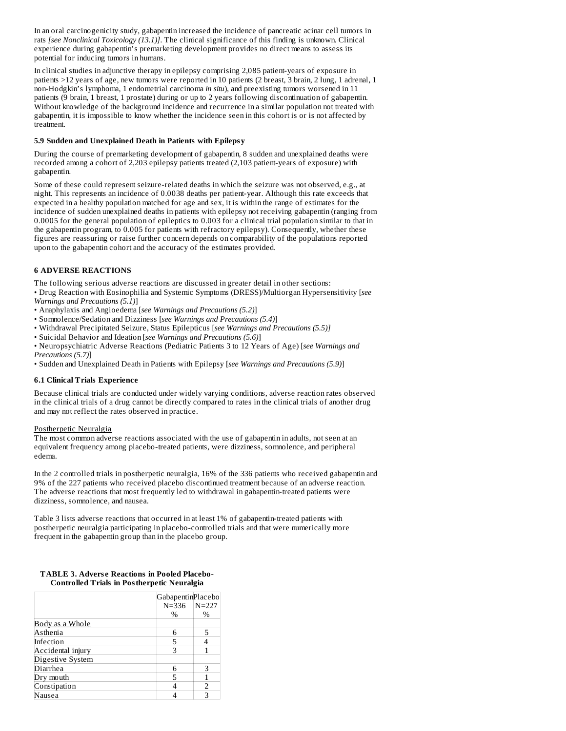In an oral carcinogenicity study, gabapentin increased the incidence of pancreatic acinar cell tumors in rats *[see Nonclinical Toxicology (13.1)]*. The clinical significance of this finding is unknown. Clinical experience during gabapentin's premarketing development provides no direct means to assess its potential for inducing tumors in humans.

In clinical studies in adjunctive therapy in epilepsy comprising 2,085 patient-years of exposure in patients >12 years of age, new tumors were reported in 10 patients (2 breast, 3 brain, 2 lung, 1 adrenal, 1 non-Hodgkin's lymphoma, 1 endometrial carcinoma *in situ*), and preexisting tumors worsened in 11 patients (9 brain, 1 breast, 1 prostate) during or up to 2 years following discontinuation of gabapentin. Without knowledge of the background incidence and recurrence in a similar population not treated with gabapentin, it is impossible to know whether the incidence seen in this cohort is or is not affected by treatment.

### 5.9 Sudden and Unexplained Death in Patients with Epilepsy

During the course of premarketing development of gabapentin, 8 sudden and unexplained deaths were recorded among a cohort of 2,203 epilepsy patients treated (2,103 patient-years of exposure) with gabapentin.

Some of these could represent seizure-related deaths in which the seizure was not observed, e.g., at night. This represents an incidence of 0.0038 deaths per patient-year. Although this rate exceeds that expected in a healthy population matched for age and sex, it is within the range of estimates for the incidence of sudden unexplained deaths in patients with epilepsy not receiving gabapentin (ranging from 0.0005 for the general population of epileptics to 0.003 for a clinical trial population similar to that in the gabapentin program, to 0.005 for patients with refractory epilepsy). Consequently, whether these figures are reassuring or raise further concern depends on comparability of the populations reported upon to the gabapentin cohort and the accuracy of the estimates provided.

## 6 ADVERSE REACTIONS

The following serious adverse reactions are discussed in greater detail in other sections:

- Drug Reaction with Eosinophilia and Systemic Symptoms (DRESS)/Multiorgan Hypersensitivity [*see Warnings and Precautions (5.1)*]
- Anaphylaxis and Angioedema [*see Warnings and Precautions (5.2)*]
- Somnolence/Sedation and Dizziness [*see Warnings and Precautions (5.4)*]
- Withdrawal Precipitated Seizure, Status Epilepticus [*see Warnings and Precautions (5.5)]*
- Suicidal Behavior and Ideation [*see Warnings and Precautions (5.6)*]
- Neuropsychiatric Adverse Reactions (Pediatric Patients 3 to 12 Years of Age) [*see Warnings and Precautions (5.7)*]
- Sudden and Unexplained Death in Patients with Epilepsy [*see Warnings and Precautions (5.9)*]

### 6.1 Clinical Trials Experience

Because clinical trials are conducted under widely varying conditions, adverse reaction rates observed in the clinical trials of a drug cannot be directly compared to rates in the clinical trials of another drug and may not reflect the rates observed in practice.

Postherpetic Neuralgia

The most common adverse reactions associated with the use of gabapentin in adults, not seen at an equivalent frequency among placebo-treated patients, were dizziness, somnolence, and peripheral edema.

In the 2 controlled trials in postherpetic neuralgia, 16% of the 336 patients who received gabapentin and 9% of the 227 patients who received placebo discontinued treatment because of an adverse reaction. The adverse reactions that most frequently led to withdrawal in gabapentin-treated patients were dizziness, somnolence, and nausea.

Table 3 lists adverse reactions that occurred in at least 1% of gabapentin-treated patients with postherpetic neuralgia participating in placebo-controlled trials and that were numerically more frequent in the gabapentin group than in the placebo group.

**TABLE 3. Adverse Reactions in Pooled Placebo-Controlled Trials in Postherpetic Neuralgia**

| | Gabapentin N=336 % | Placebo N=227 % |
|---|---|---|
| Body as a Whole | | |
| Asthenia | 6 | 5 |
| Infection | 5 | 4 |
| Accidental injury | 3 | 1 |
| Digestive System | | |
| Diarrhea | 6 | 3 |
| Dry mouth | 5 | 1 |
| Constipation | 4 | 2 |
| Nausea | 4 | 3 |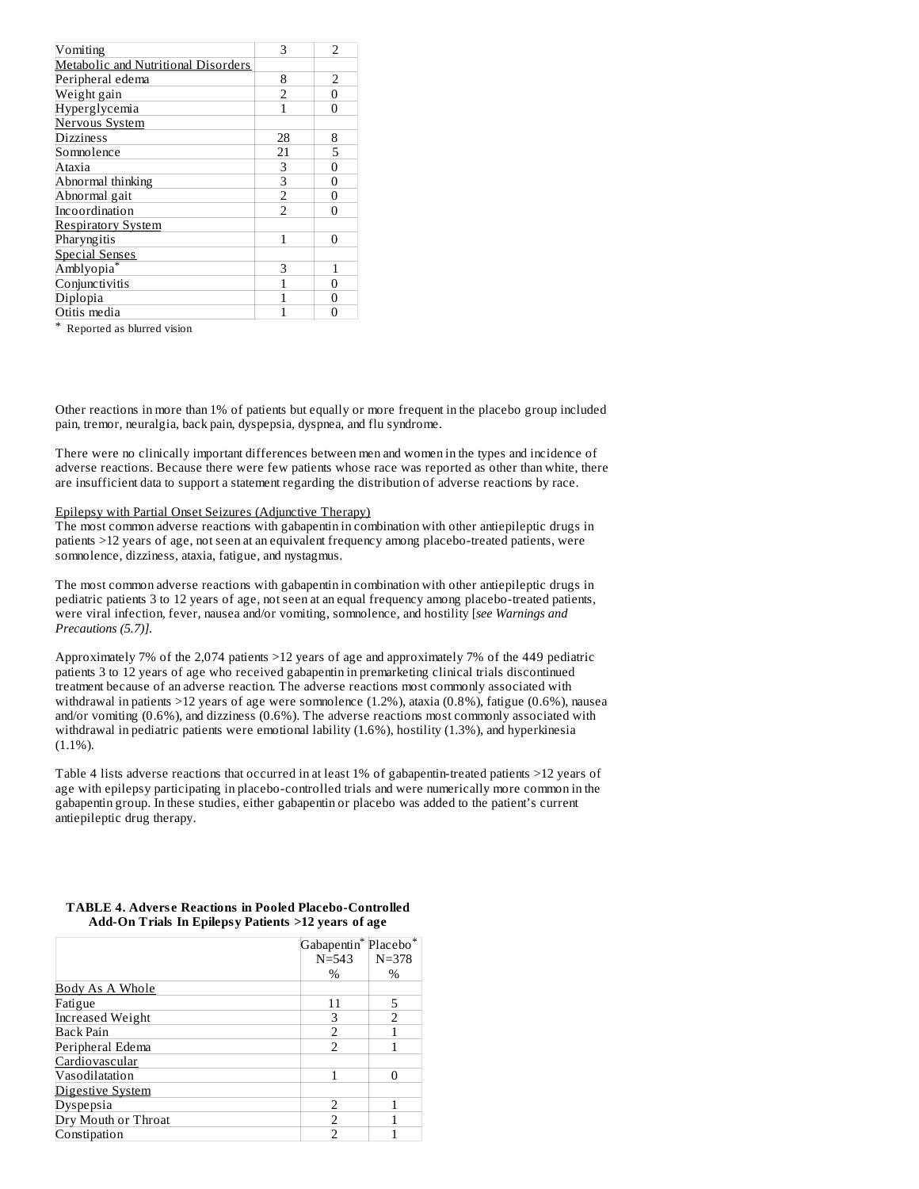| | | |
|---|---|---|
| Vomiting | 3 | 2 |
| Metabolic and Nutritional Disorders | | |
| Peripheral edema | 8 | 2 |
| Weight gain | 2 | 0 |
| Hyperglycemia | 1 | 0 |
| Nervous System | | |
| Dizziness | 28 | 8 |
| Somnolence | 21 | 5 |
| Ataxia | 3 | 0 |
| Abnormal thinking | 3 | 0 |
| Abnormal gait | 2 | 0 |
| Incoordination | 2 | 0 |
| Respiratory System | | |
| Pharyngitis | 1 | 0 |
| Special Senses | | |
| Amblyopia* | 3 | 1 |
| Conjunctivitis | 1 | 0 |
| Diplopia | 1 | 0 |
| Otitis media | 1 | 0 |

* Reported as blurred vision

Other reactions in more than 1% of patients but equally or more frequent in the placebo group included pain, tremor, neuralgia, back pain, dyspepsia, dyspnea, and flu syndrome.

There were no clinically important differences between men and women in the types and incidence of adverse reactions. Because there were few patients whose race was reported as other than white, there are insufficient data to support a statement regarding the distribution of adverse reactions by race.

Epilepsy with Partial Onset Seizures (Adjunctive Therapy)

The most common adverse reactions with gabapentin in combination with other antiepileptic drugs in patients >12 years of age, not seen at an equivalent frequency among placebo-treated patients, were somnolence, dizziness, ataxia, fatigue, and nystagmus.

The most common adverse reactions with gabapentin in combination with other antiepileptic drugs in pediatric patients 3 to 12 years of age, not seen at an equal frequency among placebo-treated patients, were viral infection, fever, nausea and/or vomiting, somnolence, and hostility [*see Warnings and Precautions (5.7)]*.

Approximately 7% of the 2,074 patients >12 years of age and approximately 7% of the 449 pediatric patients 3 to 12 years of age who received gabapentin in premarketing clinical trials discontinued treatment because of an adverse reaction. The adverse reactions most commonly associated with withdrawal in patients >12 years of age were somnolence (1.2%), ataxia (0.8%), fatigue (0.6%), nausea and/or vomiting (0.6%), and dizziness (0.6%). The adverse reactions most commonly associated with withdrawal in pediatric patients were emotional lability (1.6%), hostility (1.3%), and hyperkinesia (1.1%).

Table 4 lists adverse reactions that occurred in at least 1% of gabapentin-treated patients >12 years of age with epilepsy participating in placebo-controlled trials and were numerically more common in the gabapentin group. In these studies, either gabapentin or placebo was added to the patient's current antiepileptic drug therapy.

**TABLE 4. Adverse Reactions in Pooled Placebo-Controlled Add-On Trials In Epilepsy Patients >12 years of age**

| | Gabapentin* N=543 % | Placebo* N=378 % |
|---|---|---|
| Body As A Whole | | |
| Fatigue | 11 | 5 |
| Increased Weight | 3 | 2 |
| Back Pain | 2 | 1 |
| Peripheral Edema | 2 | 1 |
| Cardiovascular | | |
| Vasodilatation | 1 | 0 |
| Digestive System | | |
| Dyspepsia | 2 | 1 |
| Dry Mouth or Throat | 2 | 1 |
| Constipation | 2 | 1 |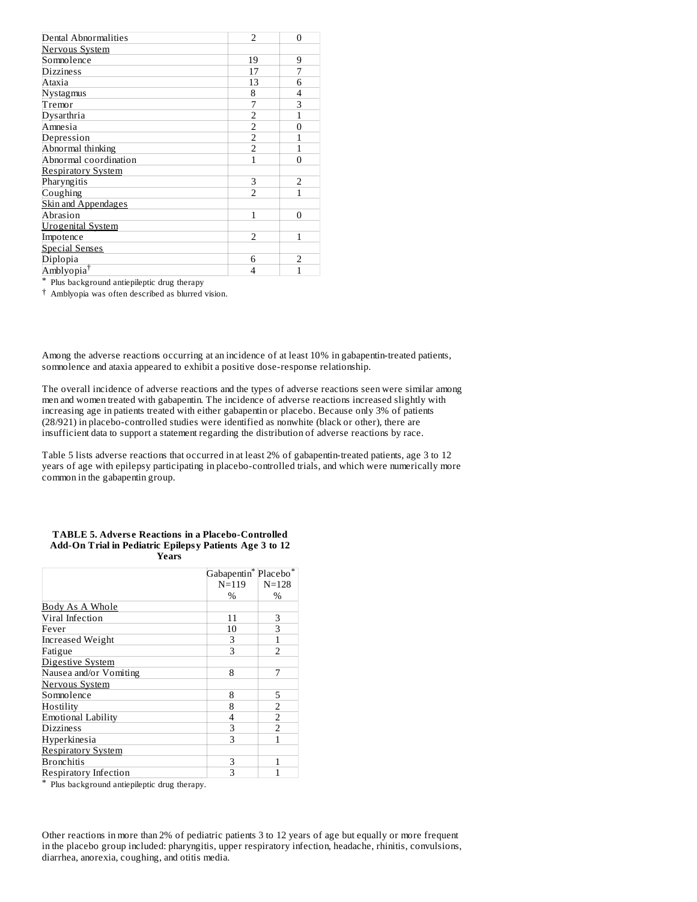| | | |
|---|---|---|
| Dental Abnormalities | 2 | 0 |
| Nervous System | | |
| Somnolence | 19 | 9 |
| Dizziness | 17 | 7 |
| Ataxia | 13 | 6 |
| Nystagmus | 8 | 4 |
| Tremor | 7 | 3 |
| Dysarthria | 2 | 1 |
| Amnesia | 2 | 0 |
| Depression | 2 | 1 |
| Abnormal thinking | 2 | 1 |
| Abnormal coordination | 1 | 0 |
| Respiratory System | | |
| Pharyngitis | 3 | 2 |
| Coughing | 2 | 1 |
| Skin and Appendages | | |
| Abrasion | 1 | 0 |
| Urogenital System | | |
| Impotence | 2 | 1 |
| Special Senses | | |
| Diplopia | 6 | 2 |
| Amblyopia† | 4 | 1 |

\* Plus background antiepileptic drug therapy

† Amblyopia was often described as blurred vision.

Among the adverse reactions occurring at an incidence of at least 10% in gabapentin-treated patients, somnolence and ataxia appeared to exhibit a positive dose-response relationship.

The overall incidence of adverse reactions and the types of adverse reactions seen were similar among men and women treated with gabapentin. The incidence of adverse reactions increased slightly with increasing age in patients treated with either gabapentin or placebo. Because only 3% of patients (28/921) in placebo-controlled studies were identified as nonwhite (black or other), there are insufficient data to support a statement regarding the distribution of adverse reactions by race.

Table 5 lists adverse reactions that occurred in at least 2% of gabapentin-treated patients, age 3 to 12 years of age with epilepsy participating in placebo-controlled trials, and which were numerically more common in the gabapentin group.

**TABLE 5. Adverse Reactions in a Placebo-Controlled Add-On Trial in Pediatric Epilepsy Patients Age 3 to 12 Years**

| | Gabapentin* N=119 % | Placebo* N=128 % |
|---|---|---|
| Body As A Whole | | |
| Viral Infection | 11 | 3 |
| Fever | 10 | 3 |
| Increased Weight | 3 | 1 |
| Fatigue | 3 | 2 |
| Digestive System | | |
| Nausea and/or Vomiting | 8 | 7 |
| Nervous System | | |
| Somnolence | 8 | 5 |
| Hostility | 8 | 2 |
| Emotional Lability | 4 | 2 |
| Dizziness | 3 | 2 |
| Hyperkinesia | 3 | 1 |
| Respiratory System | | |
| Bronchitis | 3 | 1 |
| Respiratory Infection | 3 | 1 |

\* Plus background antiepileptic drug therapy.

Other reactions in more than 2% of pediatric patients 3 to 12 years of age but equally or more frequent in the placebo group included: pharyngitis, upper respiratory infection, headache, rhinitis, convulsions, diarrhea, anorexia, coughing, and otitis media.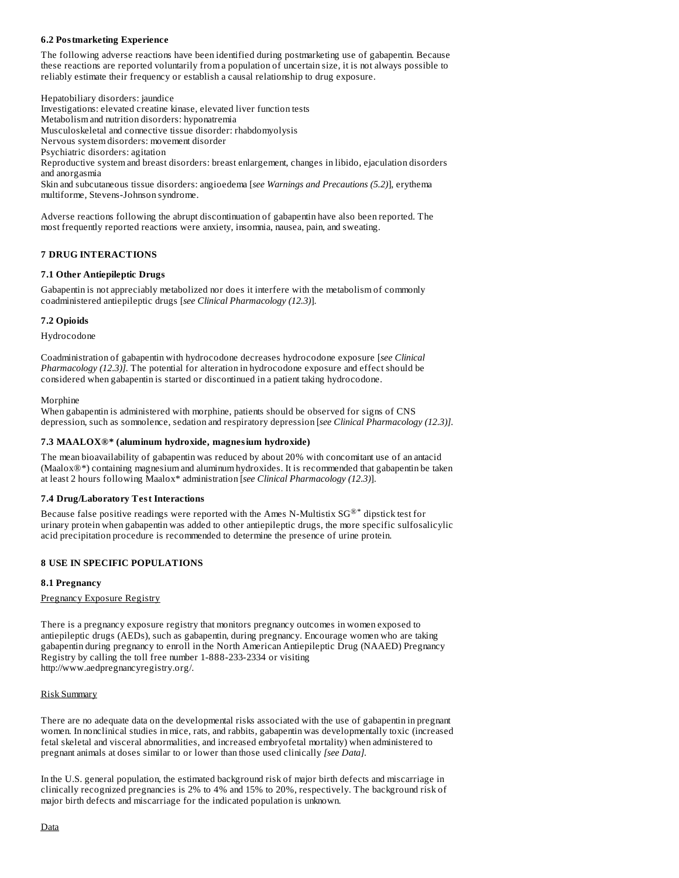### 6.2 Postmarketing Experience

The following adverse reactions have been identified during postmarketing use of gabapentin. Because these reactions are reported voluntarily from a population of uncertain size, it is not always possible to reliably estimate their frequency or establish a causal relationship to drug exposure.

Hepatobiliary disorders: jaundice
Investigations: elevated creatine kinase, elevated liver function tests
Metabolism and nutrition disorders: hyponatremia
Musculoskeletal and connective tissue disorder: rhabdomyolysis
Nervous system disorders: movement disorder
Psychiatric disorders: agitation
Reproductive system and breast disorders: breast enlargement, changes in libido, ejaculation disorders and anorgasmia
Skin and subcutaneous tissue disorders: angioedema [*see Warnings and Precautions (5.2)*], erythema multiforme, Stevens-Johnson syndrome.

Adverse reactions following the abrupt discontinuation of gabapentin have also been reported. The most frequently reported reactions were anxiety, insomnia, nausea, pain, and sweating.

## 7 DRUG INTERACTIONS

### 7.1 Other Antiepileptic Drugs

Gabapentin is not appreciably metabolized nor does it interfere with the metabolism of commonly coadministered antiepileptic drugs [*see Clinical Pharmacology (12.3)*].

### 7.2 Opioids

Hydrocodone

Coadministration of gabapentin with hydrocodone decreases hydrocodone exposure [*see Clinical Pharmacology (12.3)]*. The potential for alteration in hydrocodone exposure and effect should be considered when gabapentin is started or discontinued in a patient taking hydrocodone.

Morphine

When gabapentin is administered with morphine, patients should be observed for signs of CNS depression, such as somnolence, sedation and respiratory depression [*see Clinical Pharmacology (12.3)]*.

### 7.3 MAALOX®* (aluminum hydroxide, magnesium hydroxide)

The mean bioavailability of gabapentin was reduced by about 20% with concomitant use of an antacid (Maalox®*) containing magnesium and aluminum hydroxides. It is recommended that gabapentin be taken at least 2 hours following Maalox* administration [*see Clinical Pharmacology (12.3)*].

### 7.4 Drug/Laboratory Test Interactions

Because false positive readings were reported with the Ames N-Multistix SG®* dipstick test for urinary protein when gabapentin was added to other antiepileptic drugs, the more specific sulfosalicylic acid precipitation procedure is recommended to determine the presence of urine protein.

## 8 USE IN SPECIFIC POPULATIONS

### 8.1 Pregnancy

Pregnancy Exposure Registry

There is a pregnancy exposure registry that monitors pregnancy outcomes in women exposed to antiepileptic drugs (AEDs), such as gabapentin, during pregnancy. Encourage women who are taking gabapentin during pregnancy to enroll in the North American Antiepileptic Drug (NAAED) Pregnancy Registry by calling the toll free number 1-888-233-2334 or visiting http://www.aedpregnancyregistry.org/.

Risk Summary

There are no adequate data on the developmental risks associated with the use of gabapentin in pregnant women. In nonclinical studies in mice, rats, and rabbits, gabapentin was developmentally toxic (increased fetal skeletal and visceral abnormalities, and increased embryofetal mortality) when administered to pregnant animals at doses similar to or lower than those used clinically *[see Data]*.

In the U.S. general population, the estimated background risk of major birth defects and miscarriage in clinically recognized pregnancies is 2% to 4% and 15% to 20%, respectively. The background risk of major birth defects and miscarriage for the indicated population is unknown.

Data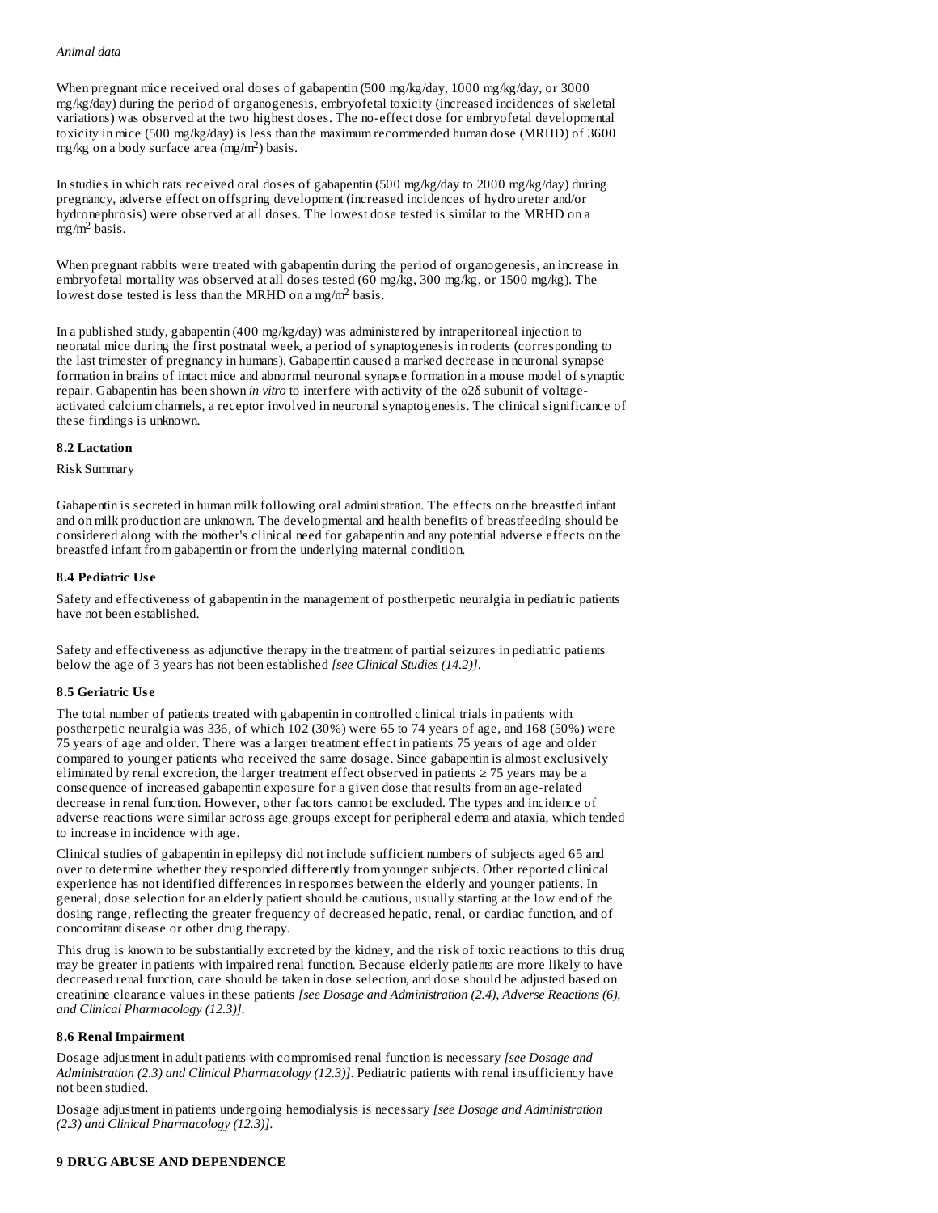*Animal data*

When pregnant mice received oral doses of gabapentin (500 mg/kg/day, 1000 mg/kg/day, or 3000 mg/kg/day) during the period of organogenesis, embryofetal toxicity (increased incidences of skeletal variations) was observed at the two highest doses. The no-effect dose for embryofetal developmental toxicity in mice (500 mg/kg/day) is less than the maximum recommended human dose (MRHD) of 3600 mg/kg on a body surface area ($mg/m^2$) basis.

In studies in which rats received oral doses of gabapentin (500 mg/kg/day to 2000 mg/kg/day) during pregnancy, adverse effect on offspring development (increased incidences of hydroureter and/or hydronephrosis) were observed at all doses. The lowest dose tested is similar to the MRHD on a $mg/m^2$ basis.

When pregnant rabbits were treated with gabapentin during the period of organogenesis, an increase in embryofetal mortality was observed at all doses tested (60 mg/kg, 300 mg/kg, or 1500 mg/kg). The lowest dose tested is less than the MRHD on a $mg/m^2$ basis.

In a published study, gabapentin (400 mg/kg/day) was administered by intraperitoneal injection to neonatal mice during the first postnatal week, a period of synaptogenesis in rodents (corresponding to the last trimester of pregnancy in humans). Gabapentin caused a marked decrease in neuronal synapse formation in brains of intact mice and abnormal neuronal synapse formation in a mouse model of synaptic repair. Gabapentin has been shown *in vitro* to interfere with activity of the α2δ subunit of voltage-activated calcium channels, a receptor involved in neuronal synaptogenesis. The clinical significance of these findings is unknown.

### 8.2 Lactation

Risk Summary

Gabapentin is secreted in human milk following oral administration. The effects on the breastfed infant and on milk production are unknown. The developmental and health benefits of breastfeeding should be considered along with the mother's clinical need for gabapentin and any potential adverse effects on the breastfed infant from gabapentin or from the underlying maternal condition.

### 8.4 Pediatric Use

Safety and effectiveness of gabapentin in the management of postherpetic neuralgia in pediatric patients have not been established.

Safety and effectiveness as adjunctive therapy in the treatment of partial seizures in pediatric patients below the age of 3 years has not been established *[see Clinical Studies (14.2)]*.

### 8.5 Geriatric Use

The total number of patients treated with gabapentin in controlled clinical trials in patients with postherpetic neuralgia was 336, of which 102 (30%) were 65 to 74 years of age, and 168 (50%) were 75 years of age and older. There was a larger treatment effect in patients 75 years of age and older compared to younger patients who received the same dosage. Since gabapentin is almost exclusively eliminated by renal excretion, the larger treatment effect observed in patients ≥ 75 years may be a consequence of increased gabapentin exposure for a given dose that results from an age-related decrease in renal function. However, other factors cannot be excluded. The types and incidence of adverse reactions were similar across age groups except for peripheral edema and ataxia, which tended to increase in incidence with age.

Clinical studies of gabapentin in epilepsy did not include sufficient numbers of subjects aged 65 and over to determine whether they responded differently from younger subjects. Other reported clinical experience has not identified differences in responses between the elderly and younger patients. In general, dose selection for an elderly patient should be cautious, usually starting at the low end of the dosing range, reflecting the greater frequency of decreased hepatic, renal, or cardiac function, and of concomitant disease or other drug therapy.

This drug is known to be substantially excreted by the kidney, and the risk of toxic reactions to this drug may be greater in patients with impaired renal function. Because elderly patients are more likely to have decreased renal function, care should be taken in dose selection, and dose should be adjusted based on creatinine clearance values in these patients *[see Dosage and Administration (2.4), Adverse Reactions (6), and Clinical Pharmacology (12.3)]*.

### 8.6 Renal Impairment

Dosage adjustment in adult patients with compromised renal function is necessary *[see Dosage and Administration (2.3) and Clinical Pharmacology (12.3)]*. Pediatric patients with renal insufficiency have not been studied.

Dosage adjustment in patients undergoing hemodialysis is necessary *[see Dosage and Administration (2.3) and Clinical Pharmacology (12.3)]*.

## 9 DRUG ABUSE AND DEPENDENCE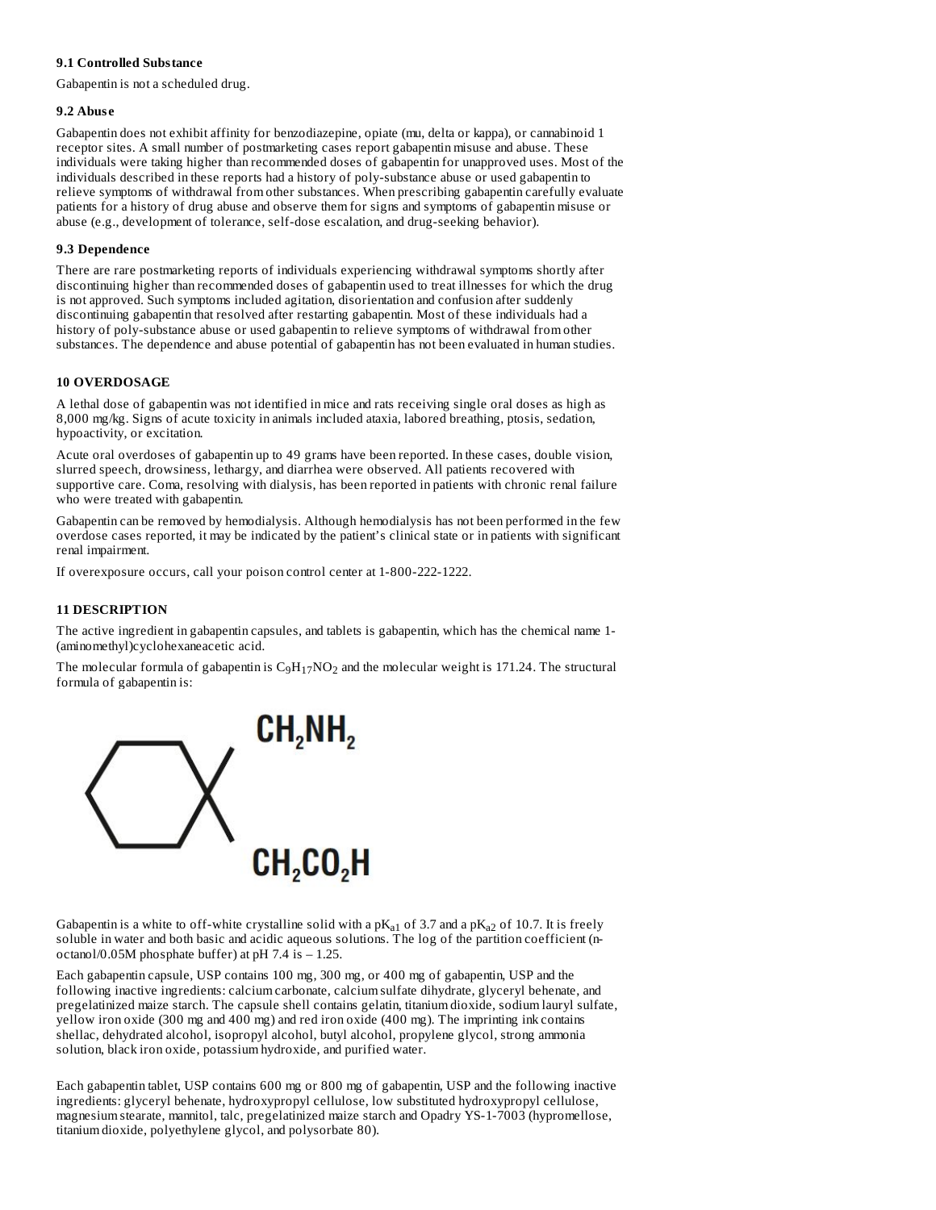### 9.1 Controlled Substance

Gabapentin is not a scheduled drug.

### 9.2 Abuse

Gabapentin does not exhibit affinity for benzodiazepine, opiate (mu, delta or kappa), or cannabinoid 1 receptor sites. A small number of postmarketing cases report gabapentin misuse and abuse. These individuals were taking higher than recommended doses of gabapentin for unapproved uses. Most of the individuals described in these reports had a history of poly-substance abuse or used gabapentin to relieve symptoms of withdrawal from other substances. When prescribing gabapentin carefully evaluate patients for a history of drug abuse and observe them for signs and symptoms of gabapentin misuse or abuse (e.g., development of tolerance, self-dose escalation, and drug-seeking behavior).

### 9.3 Dependence

There are rare postmarketing reports of individuals experiencing withdrawal symptoms shortly after discontinuing higher than recommended doses of gabapentin used to treat illnesses for which the drug is not approved. Such symptoms included agitation, disorientation and confusion after suddenly discontinuing gabapentin that resolved after restarting gabapentin. Most of these individuals had a history of poly-substance abuse or used gabapentin to relieve symptoms of withdrawal from other substances. The dependence and abuse potential of gabapentin has not been evaluated in human studies.

## 10 OVERDOSAGE

A lethal dose of gabapentin was not identified in mice and rats receiving single oral doses as high as 8,000 mg/kg. Signs of acute toxicity in animals included ataxia, labored breathing, ptosis, sedation, hypoactivity, or excitation.

Acute oral overdoses of gabapentin up to 49 grams have been reported. In these cases, double vision, slurred speech, drowsiness, lethargy, and diarrhea were observed. All patients recovered with supportive care. Coma, resolving with dialysis, has been reported in patients with chronic renal failure who were treated with gabapentin.

Gabapentin can be removed by hemodialysis. Although hemodialysis has not been performed in the few overdose cases reported, it may be indicated by the patient's clinical state or in patients with significant renal impairment.

If overexposure occurs, call your poison control center at 1-800-222-1222.

## 11 DESCRIPTION

The active ingredient in gabapentin capsules, and tablets is gabapentin, which has the chemical name 1-(aminomethyl)cyclohexaneacetic acid.

The molecular formula of gabapentin is $C_9H_{17}NO_2$ and the molecular weight is 171.24. The structural formula of gabapentin is:

$CH_2NH_2$

$CH_2CO_2H$

Gabapentin is a white to off-white crystalline solid with a $pK_{a1}$ of 3.7 and a $pK_{a2}$ of 10.7. It is freely soluble in water and both basic and acidic aqueous solutions. The log of the partition coefficient (n-octanol/0.05M phosphate buffer) at pH 7.4 is – 1.25.

Each gabapentin capsule, USP contains 100 mg, 300 mg, or 400 mg of gabapentin, USP and the following inactive ingredients: calcium carbonate, calcium sulfate dihydrate, glyceryl behenate, and pregelatinized maize starch. The capsule shell contains gelatin, titanium dioxide, sodium lauryl sulfate, yellow iron oxide (300 mg and 400 mg) and red iron oxide (400 mg). The imprinting ink contains shellac, dehydrated alcohol, isopropyl alcohol, butyl alcohol, propylene glycol, strong ammonia solution, black iron oxide, potassium hydroxide, and purified water.

Each gabapentin tablet, USP contains 600 mg or 800 mg of gabapentin, USP and the following inactive ingredients: glyceryl behenate, hydroxypropyl cellulose, low substituted hydroxypropyl cellulose, magnesium stearate, mannitol, talc, pregelatinized maize starch and Opadry YS-1-7003 (hypromellose, titanium dioxide, polyethylene glycol, and polysorbate 80).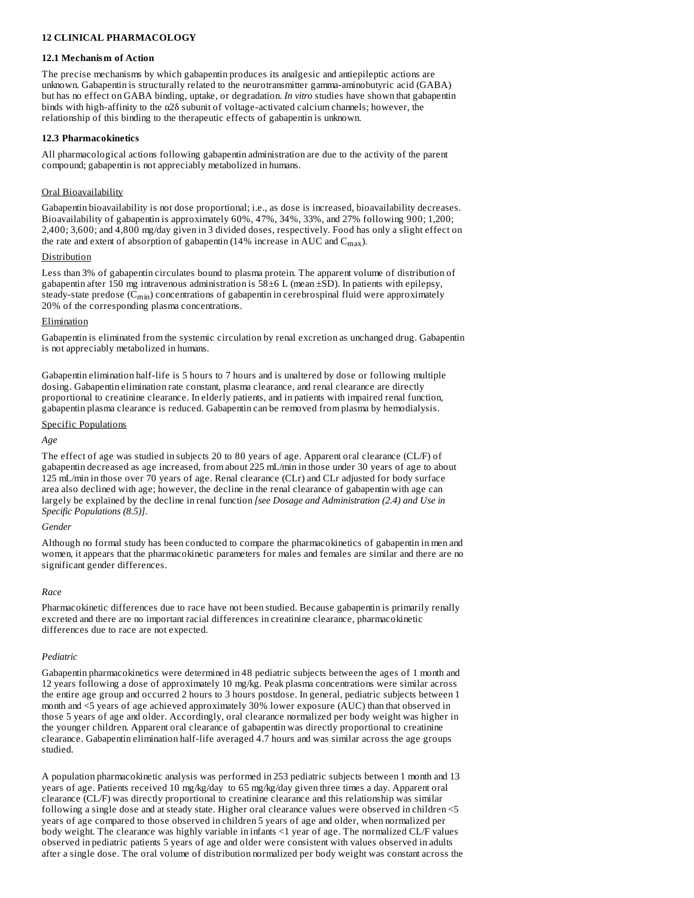## 12 CLINICAL PHARMACOLOGY

### 12.1 Mechanism of Action

The precise mechanisms by which gabapentin produces its analgesic and antiepileptic actions are unknown. Gabapentin is structurally related to the neurotransmitter gamma-aminobutyric acid (GABA) but has no effect on GABA binding, uptake, or degradation. *In vitro* studies have shown that gabapentin binds with high-affinity to the α2δ subunit of voltage-activated calcium channels; however, the relationship of this binding to the therapeutic effects of gabapentin is unknown.

### 12.3 Pharmacokinetics

All pharmacological actions following gabapentin administration are due to the activity of the parent compound; gabapentin is not appreciably metabolized in humans.

<u>Oral Bioavailability</u>

Gabapentin bioavailability is not dose proportional; i.e., as dose is increased, bioavailability decreases. Bioavailability of gabapentin is approximately 60%, 47%, 34%, 33%, and 27% following 900; 1,200; 2,400; 3,600; and 4,800 mg/day given in 3 divided doses, respectively. Food has only a slight effect on the rate and extent of absorption of gabapentin (14% increase in AUC and $C_{max}$).

<u>Distribution</u>

Less than 3% of gabapentin circulates bound to plasma protein. The apparent volume of distribution of gabapentin after 150 mg intravenous administration is 58±6 L (mean ±SD). In patients with epilepsy, steady-state predose ($C_{min}$) concentrations of gabapentin in cerebrospinal fluid were approximately 20% of the corresponding plasma concentrations.

<u>Elimination</u>

Gabapentin is eliminated from the systemic circulation by renal excretion as unchanged drug. Gabapentin is not appreciably metabolized in humans.

Gabapentin elimination half-life is 5 hours to 7 hours and is unaltered by dose or following multiple dosing. Gabapentin elimination rate constant, plasma clearance, and renal clearance are directly proportional to creatinine clearance. In elderly patients, and in patients with impaired renal function, gabapentin plasma clearance is reduced. Gabapentin can be removed from plasma by hemodialysis.

<u>Specific Populations</u>

*Age*

The effect of age was studied in subjects 20 to 80 years of age. Apparent oral clearance (CL/F) of gabapentin decreased as age increased, from about 225 mL/min in those under 30 years of age to about 125 mL/min in those over 70 years of age. Renal clearance (CLr) and CLr adjusted for body surface area also declined with age; however, the decline in the renal clearance of gabapentin with age can largely be explained by the decline in renal function *[see Dosage and Administration (2.4) and Use in Specific Populations (8.5)]*.

*Gender*

Although no formal study has been conducted to compare the pharmacokinetics of gabapentin in men and women, it appears that the pharmacokinetic parameters for males and females are similar and there are no significant gender differences.

*Race*

Pharmacokinetic differences due to race have not been studied. Because gabapentin is primarily renally excreted and there are no important racial differences in creatinine clearance, pharmacokinetic differences due to race are not expected.

*Pediatric*

Gabapentin pharmacokinetics were determined in 48 pediatric subjects between the ages of 1 month and 12 years following a dose of approximately 10 mg/kg. Peak plasma concentrations were similar across the entire age group and occurred 2 hours to 3 hours postdose. In general, pediatric subjects between 1 month and <5 years of age achieved approximately 30% lower exposure (AUC) than that observed in those 5 years of age and older. Accordingly, oral clearance normalized per body weight was higher in the younger children. Apparent oral clearance of gabapentin was directly proportional to creatinine clearance. Gabapentin elimination half-life averaged 4.7 hours and was similar across the age groups studied.

A population pharmacokinetic analysis was performed in 253 pediatric subjects between 1 month and 13 years of age. Patients received 10 mg/kg/day to 65 mg/kg/day given three times a day. Apparent oral clearance (CL/F) was directly proportional to creatinine clearance and this relationship was similar following a single dose and at steady state. Higher oral clearance values were observed in children <5 years of age compared to those observed in children 5 years of age and older, when normalized per body weight. The clearance was highly variable in infants <1 year of age. The normalized CL/F values observed in pediatric patients 5 years of age and older were consistent with values observed in adults after a single dose. The oral volume of distribution normalized per body weight was constant across the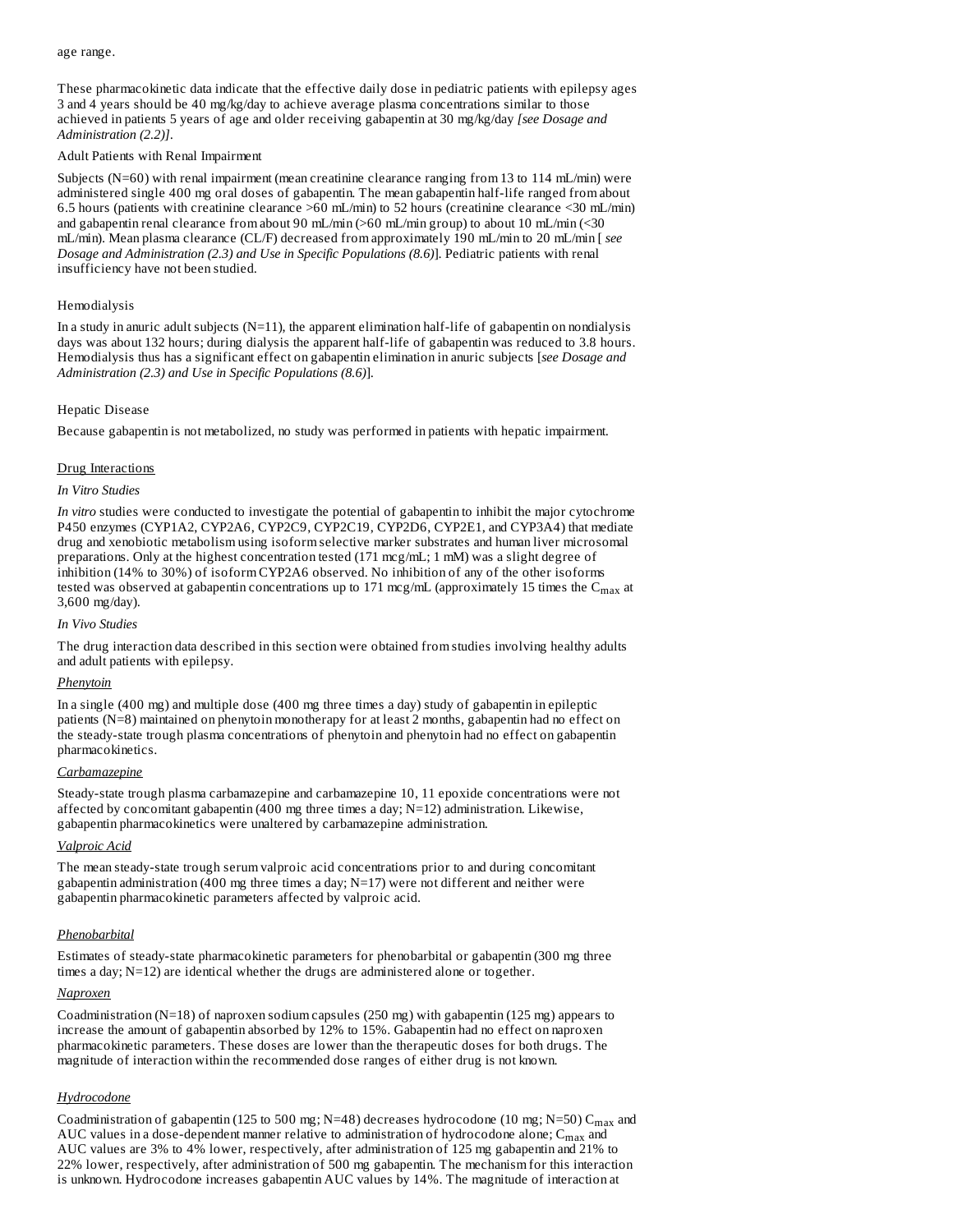age range.

These pharmacokinetic data indicate that the effective daily dose in pediatric patients with epilepsy ages 3 and 4 years should be 40 mg/kg/day to achieve average plasma concentrations similar to those achieved in patients 5 years of age and older receiving gabapentin at 30 mg/kg/day *[see Dosage and Administration (2.2)]*.

Adult Patients with Renal Impairment

Subjects (N=60) with renal impairment (mean creatinine clearance ranging from 13 to 114 mL/min) were administered single 400 mg oral doses of gabapentin. The mean gabapentin half-life ranged from about 6.5 hours (patients with creatinine clearance >60 mL/min) to 52 hours (creatinine clearance <30 mL/min) and gabapentin renal clearance from about 90 mL/min (>60 mL/min group) to about 10 mL/min (<30 mL/min). Mean plasma clearance (CL/F) decreased from approximately 190 mL/min to 20 mL/min [ *see Dosage and Administration (2.3) and Use in Specific Populations (8.6)*]. Pediatric patients with renal insufficiency have not been studied.

Hemodialysis

In a study in anuric adult subjects (N=11), the apparent elimination half-life of gabapentin on nondialysis days was about 132 hours; during dialysis the apparent half-life of gabapentin was reduced to 3.8 hours. Hemodialysis thus has a significant effect on gabapentin elimination in anuric subjects [*see Dosage and Administration (2.3) and Use in Specific Populations (8.6)*].

Hepatic Disease

Because gabapentin is not metabolized, no study was performed in patients with hepatic impairment.

Drug Interactions

*In Vitro Studies*

*In vitro* studies were conducted to investigate the potential of gabapentin to inhibit the major cytochrome P450 enzymes (CYP1A2, CYP2A6, CYP2C9, CYP2C19, CYP2D6, CYP2E1, and CYP3A4) that mediate drug and xenobiotic metabolism using isoform selective marker substrates and human liver microsomal preparations. Only at the highest concentration tested (171 mcg/mL; 1 mM) was a slight degree of inhibition (14% to 30%) of isoform CYP2A6 observed. No inhibition of any of the other isoforms tested was observed at gabapentin concentrations up to 171 mcg/mL (approximately 15 times the $C_{max}$ at 3,600 mg/day).

*In Vivo Studies*

The drug interaction data described in this section were obtained from studies involving healthy adults and adult patients with epilepsy.

*Phenytoin*

In a single (400 mg) and multiple dose (400 mg three times a day) study of gabapentin in epileptic patients (N=8) maintained on phenytoin monotherapy for at least 2 months, gabapentin had no effect on the steady-state trough plasma concentrations of phenytoin and phenytoin had no effect on gabapentin pharmacokinetics.

*Carbamazepine*

Steady-state trough plasma carbamazepine and carbamazepine 10, 11 epoxide concentrations were not affected by concomitant gabapentin (400 mg three times a day; N=12) administration. Likewise, gabapentin pharmacokinetics were unaltered by carbamazepine administration.

*Valproic Acid*

The mean steady-state trough serum valproic acid concentrations prior to and during concomitant gabapentin administration (400 mg three times a day; N=17) were not different and neither were gabapentin pharmacokinetic parameters affected by valproic acid.

*Phenobarbital*

Estimates of steady-state pharmacokinetic parameters for phenobarbital or gabapentin (300 mg three times a day; N=12) are identical whether the drugs are administered alone or together.

*Naproxen*

Coadministration (N=18) of naproxen sodium capsules (250 mg) with gabapentin (125 mg) appears to increase the amount of gabapentin absorbed by 12% to 15%. Gabapentin had no effect on naproxen pharmacokinetic parameters. These doses are lower than the therapeutic doses for both drugs. The magnitude of interaction within the recommended dose ranges of either drug is not known.

*Hydrocodone*

Coadministration of gabapentin (125 to 500 mg; N=48) decreases hydrocodone (10 mg; N=50) $C_{max}$ and AUC values in a dose-dependent manner relative to administration of hydrocodone alone; $C_{max}$ and AUC values are 3% to 4% lower, respectively, after administration of 125 mg gabapentin and 21% to 22% lower, respectively, after administration of 500 mg gabapentin. The mechanism for this interaction is unknown. Hydrocodone increases gabapentin AUC values by 14%. The magnitude of interaction at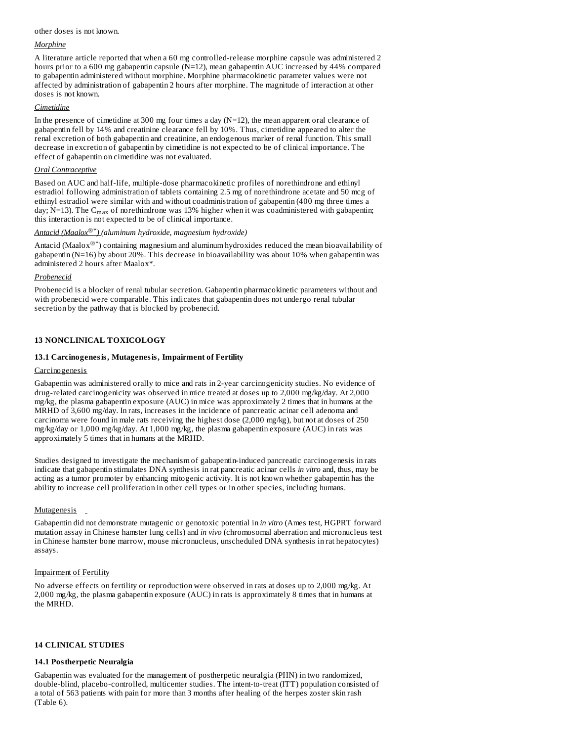other doses is not known.

*Morphine*

A literature article reported that when a 60 mg controlled-release morphine capsule was administered 2 hours prior to a 600 mg gabapentin capsule (N=12), mean gabapentin AUC increased by 44% compared to gabapentin administered without morphine. Morphine pharmacokinetic parameter values were not affected by administration of gabapentin 2 hours after morphine. The magnitude of interaction at other doses is not known.

*Cimetidine*

In the presence of cimetidine at 300 mg four times a day (N=12), the mean apparent oral clearance of gabapentin fell by 14% and creatinine clearance fell by 10%. Thus, cimetidine appeared to alter the renal excretion of both gabapentin and creatinine, an endogenous marker of renal function. This small decrease in excretion of gabapentin by cimetidine is not expected to be of clinical importance. The effect of gabapentin on cimetidine was not evaluated.

*Oral Contraceptive*

Based on AUC and half-life, multiple-dose pharmacokinetic profiles of norethindrone and ethinyl estradiol following administration of tablets containing 2.5 mg of norethindrone acetate and 50 mcg of ethinyl estradiol were similar with and without coadministration of gabapentin (400 mg three times a day; N=13). The $C_{max}$ of norethindrone was 13% higher when it was coadministered with gabapentin; this interaction is not expected to be of clinical importance.

*Antacid (Maalox®\*) (aluminum hydroxide, magnesium hydroxide)*

Antacid (Maalox®\*) containing magnesium and aluminum hydroxides reduced the mean bioavailability of gabapentin (N=16) by about 20%. This decrease in bioavailability was about 10% when gabapentin was administered 2 hours after Maalox*.

*Probenecid*

Probenecid is a blocker of renal tubular secretion. Gabapentin pharmacokinetic parameters without and with probenecid were comparable. This indicates that gabapentin does not undergo renal tubular secretion by the pathway that is blocked by probenecid.

## 13 NONCLINICAL TOXICOLOGY

### 13.1 Carcinogenesis, Mutagenesis, Impairment of Fertility

Carcinogenesis

Gabapentin was administered orally to mice and rats in 2-year carcinogenicity studies. No evidence of drug-related carcinogenicity was observed in mice treated at doses up to 2,000 mg/kg/day. At 2,000 mg/kg, the plasma gabapentin exposure (AUC) in mice was approximately 2 times that in humans at the MRHD of 3,600 mg/day. In rats, increases in the incidence of pancreatic acinar cell adenoma and carcinoma were found in male rats receiving the highest dose (2,000 mg/kg), but not at doses of 250 mg/kg/day or 1,000 mg/kg/day. At 1,000 mg/kg, the plasma gabapentin exposure (AUC) in rats was approximately 5 times that in humans at the MRHD.

Studies designed to investigate the mechanism of gabapentin-induced pancreatic carcinogenesis in rats indicate that gabapentin stimulates DNA synthesis in rat pancreatic acinar cells *in vitro* and, thus, may be acting as a tumor promoter by enhancing mitogenic activity. It is not known whether gabapentin has the ability to increase cell proliferation in other cell types or in other species, including humans.

Mutagenesis

Gabapentin did not demonstrate mutagenic or genotoxic potential in *in vitro* (Ames test, HGPRT forward mutation assay in Chinese hamster lung cells) and *in vivo* (chromosomal aberration and micronucleus test in Chinese hamster bone marrow, mouse micronucleus, unscheduled DNA synthesis in rat hepatocytes) assays.

Impairment of Fertility

No adverse effects on fertility or reproduction were observed in rats at doses up to 2,000 mg/kg. At 2,000 mg/kg, the plasma gabapentin exposure (AUC) in rats is approximately 8 times that in humans at the MRHD.

## 14 CLINICAL STUDIES

### 14.1 Postherpetic Neuralgia

Gabapentin was evaluated for the management of postherpetic neuralgia (PHN) in two randomized, double-blind, placebo-controlled, multicenter studies. The intent-to-treat (ITT) population consisted of a total of 563 patients with pain for more than 3 months after healing of the herpes zoster skin rash (Table 6).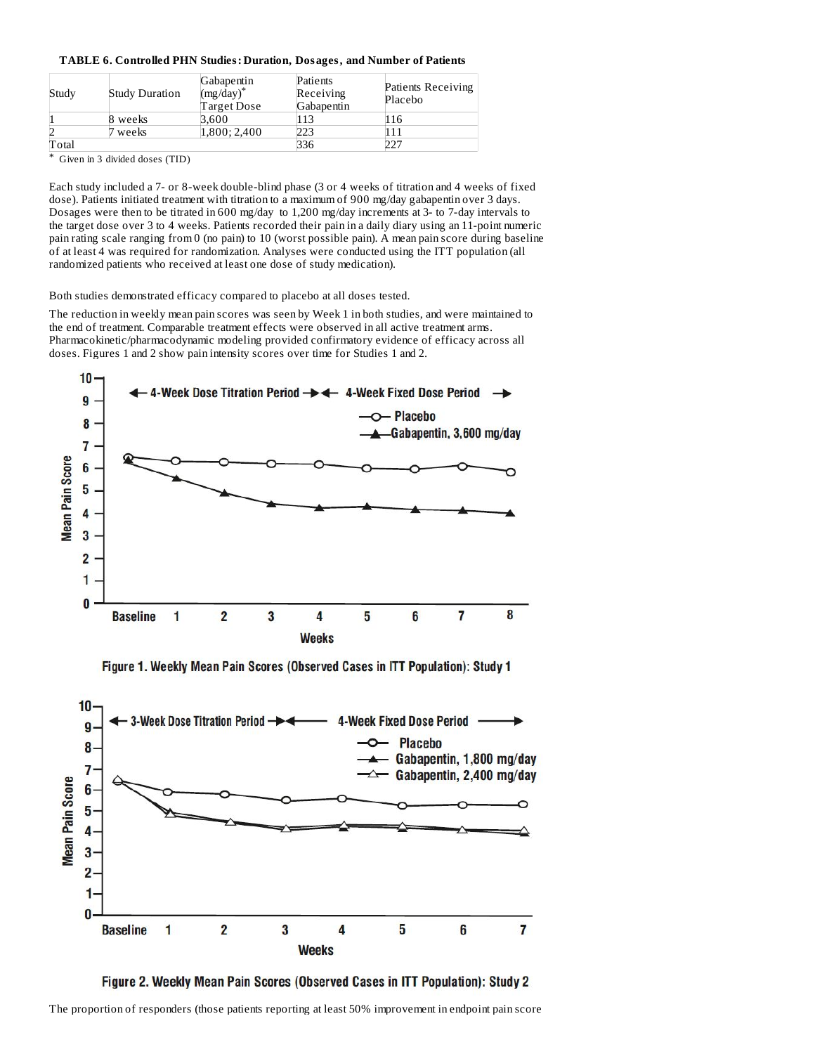**TABLE 6. Controlled PHN Studies: Duration, Dosages, and Number of Patients**

| Study | Study Duration | Gabapentin (mg/day)* Target Dose | Patients Receiving Gabapentin | Patients Receiving Placebo |
|---|---|---|---|---|
| 1 | 8 weeks | 3,600 | 113 | 116 |
| 2 | 7 weeks | 1,800; 2,400 | 223 | 111 |
| Total | | | 336 | 227 |

* Given in 3 divided doses (TID)

Each study included a 7- or 8-week double-blind phase (3 or 4 weeks of titration and 4 weeks of fixed dose). Patients initiated treatment with titration to a maximum of 900 mg/day gabapentin over 3 days. Dosages were then to be titrated in 600 mg/day to 1,200 mg/day increments at 3- to 7-day intervals to the target dose over 3 to 4 weeks. Patients recorded their pain in a daily diary using an 11-point numeric pain rating scale ranging from 0 (no pain) to 10 (worst possible pain). A mean pain score during baseline of at least 4 was required for randomization. Analyses were conducted using the ITT population (all randomized patients who received at least one dose of study medication).

Both studies demonstrated efficacy compared to placebo at all doses tested.

The reduction in weekly mean pain scores was seen by Week 1 in both studies, and were maintained to the end of treatment. Comparable treatment effects were observed in all active treatment arms. Pharmacokinetic/pharmacodynamic modeling provided confirmatory evidence of efficacy across all doses. Figures 1 and 2 show pain intensity scores over time for Studies 1 and 2.

Figure 1. Weekly Mean Pain Scores (Observed Cases in ITT Population): Study 1

Figure 2. Weekly Mean Pain Scores (Observed Cases in ITT Population): Study 2

The proportion of responders (those patients reporting at least 50% improvement in endpoint pain score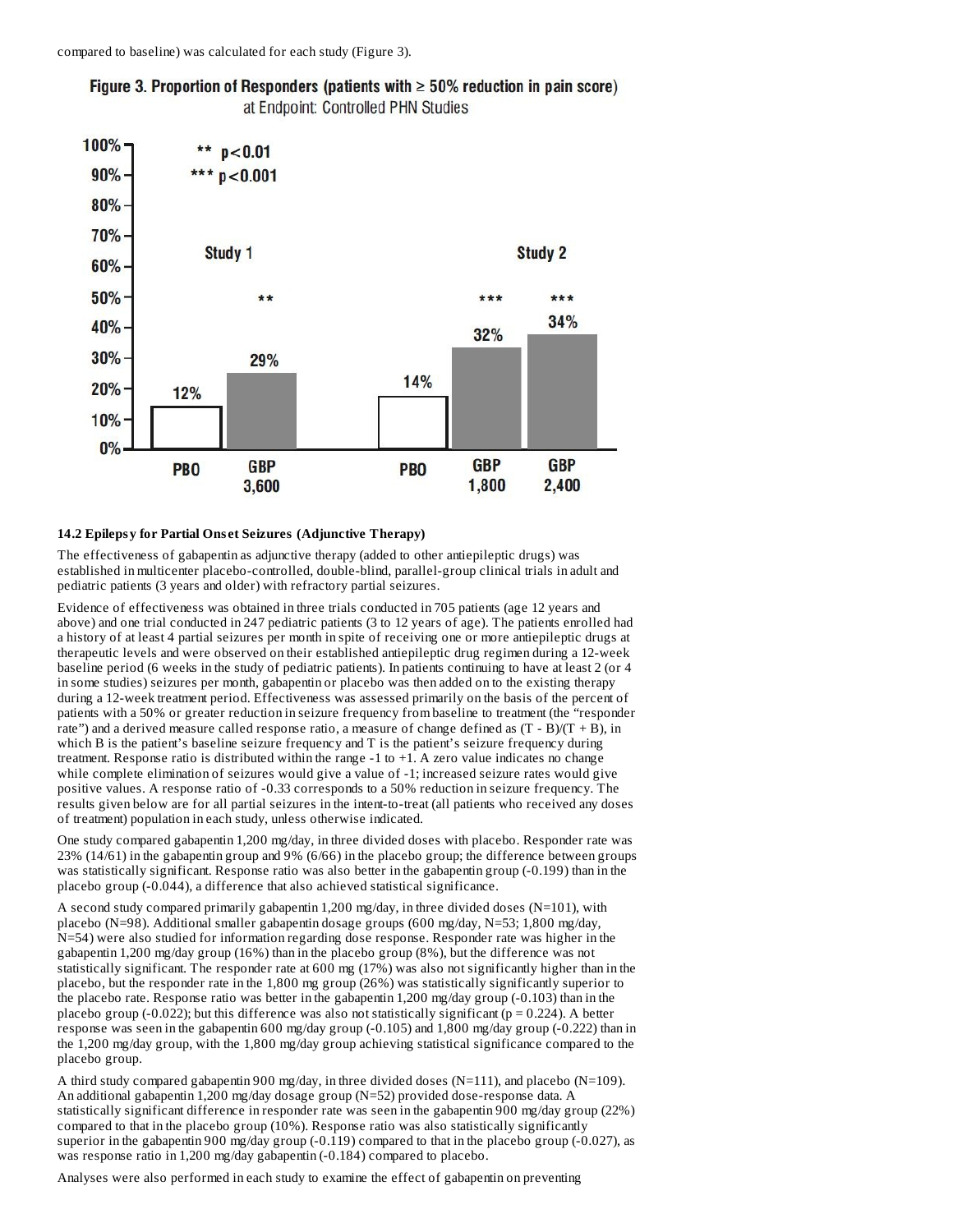compared to baseline) was calculated for each study (Figure 3).

**Figure 3. Proportion of Responders (patients with ≥ 50% reduction in pain score)**
at Endpoint: Controlled PHN Studies

| | Study 1 | | Study 2 | | |
|---|---|---|---|---|---|
| | PBO | GBP 3,600 | PBO | GBP 1,800 | GBP 2,400 |
| Responders | 12% | 29% ** | 14% | 32% *** | 34% *** |

** $p<0.01$
*** $p<0.001$

### 14.2 Epilepsy for Partial Onset Seizures (Adjunctive Therapy)

The effectiveness of gabapentin as adjunctive therapy (added to other antiepileptic drugs) was established in multicenter placebo-controlled, double-blind, parallel-group clinical trials in adult and pediatric patients (3 years and older) with refractory partial seizures.

Evidence of effectiveness was obtained in three trials conducted in 705 patients (age 12 years and above) and one trial conducted in 247 pediatric patients (3 to 12 years of age). The patients enrolled had a history of at least 4 partial seizures per month in spite of receiving one or more antiepileptic drugs at therapeutic levels and were observed on their established antiepileptic drug regimen during a 12-week baseline period (6 weeks in the study of pediatric patients). In patients continuing to have at least 2 (or 4 in some studies) seizures per month, gabapentin or placebo was then added on to the existing therapy during a 12-week treatment period. Effectiveness was assessed primarily on the basis of the percent of patients with a 50% or greater reduction in seizure frequency from baseline to treatment (the "responder rate") and a derived measure called response ratio, a measure of change defined as $(T - B)/(T + B)$, in which B is the patient's baseline seizure frequency and T is the patient's seizure frequency during treatment. Response ratio is distributed within the range -1 to +1. A zero value indicates no change while complete elimination of seizures would give a value of -1; increased seizure rates would give positive values. A response ratio of -0.33 corresponds to a 50% reduction in seizure frequency. The results given below are for all partial seizures in the intent-to-treat (all patients who received any doses of treatment) population in each study, unless otherwise indicated.

One study compared gabapentin 1,200 mg/day, in three divided doses with placebo. Responder rate was 23% (14/61) in the gabapentin group and 9% (6/66) in the placebo group; the difference between groups was statistically significant. Response ratio was also better in the gabapentin group (-0.199) than in the placebo group (-0.044), a difference that also achieved statistical significance.

A second study compared primarily gabapentin 1,200 mg/day, in three divided doses (N=101), with placebo (N=98). Additional smaller gabapentin dosage groups (600 mg/day, N=53; 1,800 mg/day, N=54) were also studied for information regarding dose response. Responder rate was higher in the gabapentin 1,200 mg/day group (16%) than in the placebo group (8%), but the difference was not statistically significant. The responder rate at 600 mg (17%) was also not significantly higher than in the placebo, but the responder rate in the 1,800 mg group (26%) was statistically significantly superior to the placebo rate. Response ratio was better in the gabapentin 1,200 mg/day group (-0.103) than in the placebo group (-0.022); but this difference was also not statistically significant ($p = 0.224$). A better response was seen in the gabapentin 600 mg/day group (-0.105) and 1,800 mg/day group (-0.222) than in the 1,200 mg/day group, with the 1,800 mg/day group achieving statistical significance compared to the placebo group.

A third study compared gabapentin 900 mg/day, in three divided doses (N=111), and placebo (N=109). An additional gabapentin 1,200 mg/day dosage group (N=52) provided dose-response data. A statistically significant difference in responder rate was seen in the gabapentin 900 mg/day group (22%) compared to that in the placebo group (10%). Response ratio was also statistically significantly superior in the gabapentin 900 mg/day group (-0.119) compared to that in the placebo group (-0.027), as was response ratio in 1,200 mg/day gabapentin (-0.184) compared to placebo.

Analyses were also performed in each study to examine the effect of gabapentin on preventing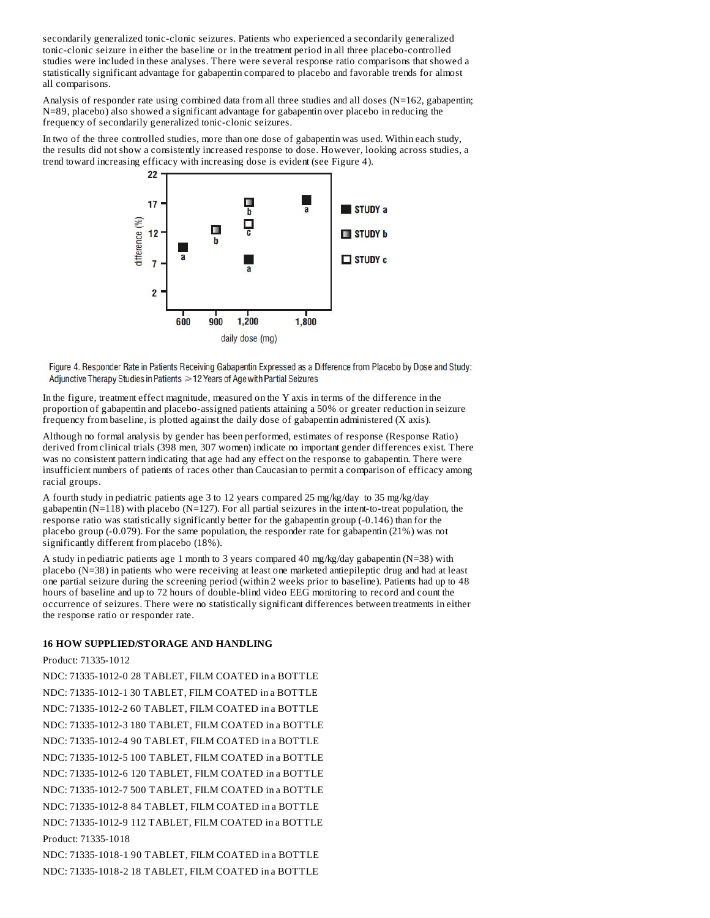secondarily generalized tonic-clonic seizures. Patients who experienced a secondarily generalized tonic-clonic seizure in either the baseline or in the treatment period in all three placebo-controlled studies were included in these analyses. There were several response ratio comparisons that showed a statistically significant advantage for gabapentin compared to placebo and favorable trends for almost all comparisons.

Analysis of responder rate using combined data from all three studies and all doses (N=162, gabapentin; N=89, placebo) also showed a significant advantage for gabapentin over placebo in reducing the frequency of secondarily generalized tonic-clonic seizures.

In two of the three controlled studies, more than one dose of gabapentin was used. Within each study, the results did not show a consistently increased response to dose. However, looking across studies, a trend toward increasing efficacy with increasing dose is evident (see Figure 4).

Figure 4. Responder Rate in Patients Receiving Gabapentin Expressed as a Difference from Placebo by Dose and Study: Adjunctive Therapy Studies in Patients ≥12 Years of Age with Partial Seizures

In the figure, treatment effect magnitude, measured on the Y axis in terms of the difference in the proportion of gabapentin and placebo-assigned patients attaining a 50% or greater reduction in seizure frequency from baseline, is plotted against the daily dose of gabapentin administered (X axis).

Although no formal analysis by gender has been performed, estimates of response (Response Ratio) derived from clinical trials (398 men, 307 women) indicate no important gender differences exist. There was no consistent pattern indicating that age had any effect on the response to gabapentin. There were insufficient numbers of patients of races other than Caucasian to permit a comparison of efficacy among racial groups.

A fourth study in pediatric patients age 3 to 12 years compared 25 mg/kg/day to 35 mg/kg/day gabapentin (N=118) with placebo (N=127). For all partial seizures in the intent-to-treat population, the response ratio was statistically significantly better for the gabapentin group (-0.146) than for the placebo group (-0.079). For the same population, the responder rate for gabapentin (21%) was not significantly different from placebo (18%).

A study in pediatric patients age 1 month to 3 years compared 40 mg/kg/day gabapentin (N=38) with placebo (N=38) in patients who were receiving at least one marketed antiepileptic drug and had at least one partial seizure during the screening period (within 2 weeks prior to baseline). Patients had up to 48 hours of baseline and up to 72 hours of double-blind video EEG monitoring to record and count the occurrence of seizures. There were no statistically significant differences between treatments in either the response ratio or responder rate.

## 16 HOW SUPPLIED/STORAGE AND HANDLING

Product: 71335-1012

NDC: 71335-1012-0 28 TABLET, FILM COATED in a BOTTLE

NDC: 71335-1012-1 30 TABLET, FILM COATED in a BOTTLE

NDC: 71335-1012-2 60 TABLET, FILM COATED in a BOTTLE

NDC: 71335-1012-3 180 TABLET, FILM COATED in a BOTTLE

NDC: 71335-1012-4 90 TABLET, FILM COATED in a BOTTLE

NDC: 71335-1012-5 100 TABLET, FILM COATED in a BOTTLE

NDC: 71335-1012-6 120 TABLET, FILM COATED in a BOTTLE

NDC: 71335-1012-7 500 TABLET, FILM COATED in a BOTTLE

NDC: 71335-1012-8 84 TABLET, FILM COATED in a BOTTLE

NDC: 71335-1012-9 112 TABLET, FILM COATED in a BOTTLE

Product: 71335-1018

NDC: 71335-1018-1 90 TABLET, FILM COATED in a BOTTLE

NDC: 71335-1018-2 18 TABLET, FILM COATED in a BOTTLE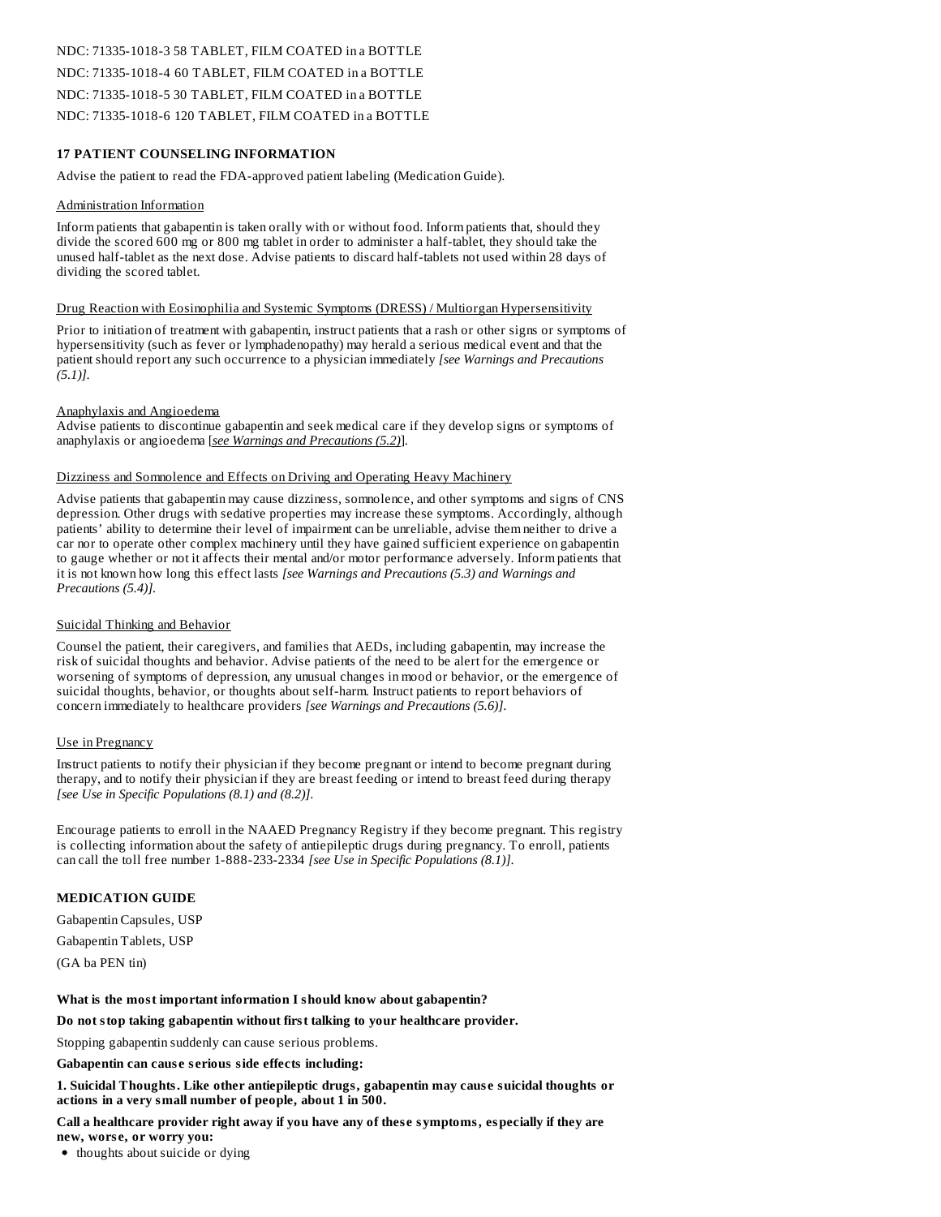NDC: 71335-1018-3 58 TABLET, FILM COATED in a BOTTLE

NDC: 71335-1018-4 60 TABLET, FILM COATED in a BOTTLE

NDC: 71335-1018-5 30 TABLET, FILM COATED in a BOTTLE

NDC: 71335-1018-6 120 TABLET, FILM COATED in a BOTTLE

## 17 PATIENT COUNSELING INFORMATION

Advise the patient to read the FDA-approved patient labeling (Medication Guide).

Administration Information

Inform patients that gabapentin is taken orally with or without food. Inform patients that, should they divide the scored 600 mg or 800 mg tablet in order to administer a half-tablet, they should take the unused half-tablet as the next dose. Advise patients to discard half-tablets not used within 28 days of dividing the scored tablet.

Drug Reaction with Eosinophilia and Systemic Symptoms (DRESS) / Multiorgan Hypersensitivity

Prior to initiation of treatment with gabapentin, instruct patients that a rash or other signs or symptoms of hypersensitivity (such as fever or lymphadenopathy) may herald a serious medical event and that the patient should report any such occurrence to a physician immediately *[see Warnings and Precautions (5.1)]*.

Anaphylaxis and Angioedema

Advise patients to discontinue gabapentin and seek medical care if they develop signs or symptoms of anaphylaxis or angioedema [*see Warnings and Precautions (5.2)*].

Dizziness and Somnolence and Effects on Driving and Operating Heavy Machinery

Advise patients that gabapentin may cause dizziness, somnolence, and other symptoms and signs of CNS depression. Other drugs with sedative properties may increase these symptoms. Accordingly, although patients' ability to determine their level of impairment can be unreliable, advise them neither to drive a car nor to operate other complex machinery until they have gained sufficient experience on gabapentin to gauge whether or not it affects their mental and/or motor performance adversely. Inform patients that it is not known how long this effect lasts *[see Warnings and Precautions (5.3) and Warnings and Precautions (5.4)]*.

Suicidal Thinking and Behavior

Counsel the patient, their caregivers, and families that AEDs, including gabapentin, may increase the risk of suicidal thoughts and behavior. Advise patients of the need to be alert for the emergence or worsening of symptoms of depression, any unusual changes in mood or behavior, or the emergence of suicidal thoughts, behavior, or thoughts about self-harm. Instruct patients to report behaviors of concern immediately to healthcare providers *[see Warnings and Precautions (5.6)]*.

Use in Pregnancy

Instruct patients to notify their physician if they become pregnant or intend to become pregnant during therapy, and to notify their physician if they are breast feeding or intend to breast feed during therapy *[see Use in Specific Populations (8.1) and (8.2)]*.

Encourage patients to enroll in the NAAED Pregnancy Registry if they become pregnant. This registry is collecting information about the safety of antiepileptic drugs during pregnancy. To enroll, patients can call the toll free number 1-888-233-2334 *[see Use in Specific Populations (8.1)]*.

## MEDICATION GUIDE

Gabapentin Capsules, USP

Gabapentin Tablets, USP

(GA ba PEN tin)

**What is the most important information I should know about gabapentin?**

**Do not stop taking gabapentin without first talking to your healthcare provider.**

Stopping gabapentin suddenly can cause serious problems.

**Gabapentin can cause serious side effects including:**

**1. Suicidal Thoughts. Like other antiepileptic drugs, gabapentin may cause suicidal thoughts or actions in a very small number of people, about 1 in 500.**

**Call a healthcare provider right away if you have any of these symptoms, especially if they are new, worse, or worry you:**

- thoughts about suicide or dying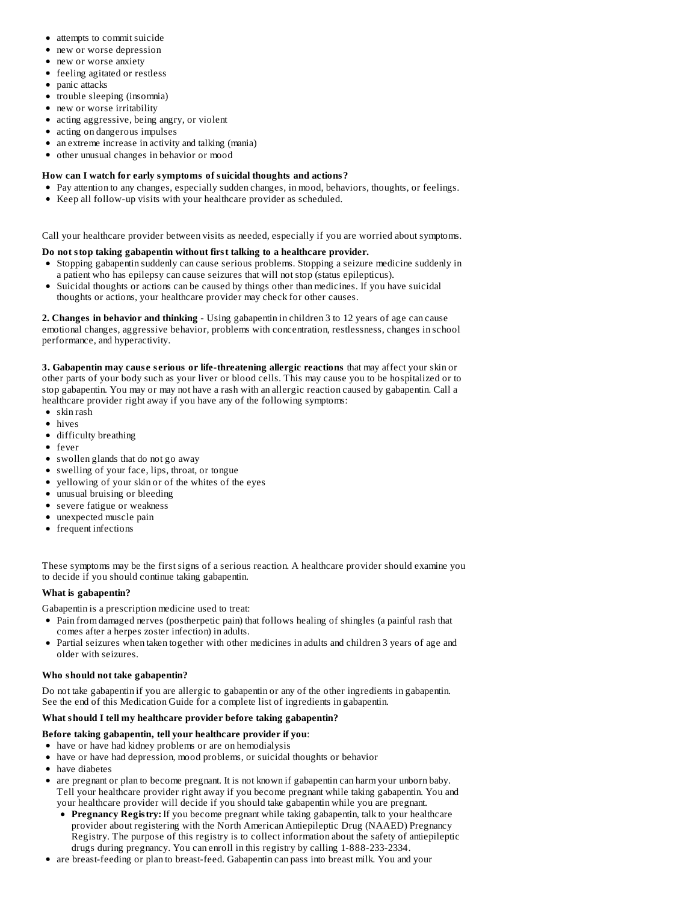- attempts to commit suicide
- new or worse depression
- new or worse anxiety
- feeling agitated or restless
- panic attacks
- trouble sleeping (insomnia)
- new or worse irritability
- acting aggressive, being angry, or violent
- acting on dangerous impulses
- an extreme increase in activity and talking (mania)
- other unusual changes in behavior or mood

**How can I watch for early symptoms of suicidal thoughts and actions?**

- Pay attention to any changes, especially sudden changes, in mood, behaviors, thoughts, or feelings.
- Keep all follow-up visits with your healthcare provider as scheduled.

Call your healthcare provider between visits as needed, especially if you are worried about symptoms.

**Do not stop taking gabapentin without first talking to a healthcare provider.**

- Stopping gabapentin suddenly can cause serious problems. Stopping a seizure medicine suddenly in a patient who has epilepsy can cause seizures that will not stop (status epilepticus).
- Suicidal thoughts or actions can be caused by things other than medicines. If you have suicidal thoughts or actions, your healthcare provider may check for other causes.

**2. Changes in behavior and thinking -** Using gabapentin in children 3 to 12 years of age can cause emotional changes, aggressive behavior, problems with concentration, restlessness, changes in school performance, and hyperactivity.

**3. Gabapentin may cause serious or life-threatening allergic reactions** that may affect your skin or other parts of your body such as your liver or blood cells. This may cause you to be hospitalized or to stop gabapentin. You may or may not have a rash with an allergic reaction caused by gabapentin. Call a healthcare provider right away if you have any of the following symptoms:

- skin rash
- hives
- difficulty breathing
- fever
- swollen glands that do not go away
- swelling of your face, lips, throat, or tongue
- yellowing of your skin or of the whites of the eyes
- unusual bruising or bleeding
- severe fatigue or weakness
- unexpected muscle pain
- frequent infections

These symptoms may be the first signs of a serious reaction. A healthcare provider should examine you to decide if you should continue taking gabapentin.

**What is gabapentin?**

Gabapentin is a prescription medicine used to treat:

- Pain from damaged nerves (postherpetic pain) that follows healing of shingles (a painful rash that comes after a herpes zoster infection) in adults.
- Partial seizures when taken together with other medicines in adults and children 3 years of age and older with seizures.

**Who should not take gabapentin?**

Do not take gabapentin if you are allergic to gabapentin or any of the other ingredients in gabapentin. See the end of this Medication Guide for a complete list of ingredients in gabapentin.

**What should I tell my healthcare provider before taking gabapentin?**

**Before taking gabapentin, tell your healthcare provider if you**:

- have or have had kidney problems or are on hemodialysis
- have or have had depression, mood problems, or suicidal thoughts or behavior
- have diabetes
- are pregnant or plan to become pregnant. It is not known if gabapentin can harm your unborn baby. Tell your healthcare provider right away if you become pregnant while taking gabapentin. You and your healthcare provider will decide if you should take gabapentin while you are pregnant.
  - **Pregnancy Registry:** If you become pregnant while taking gabapentin, talk to your healthcare provider about registering with the North American Antiepileptic Drug (NAAED) Pregnancy Registry. The purpose of this registry is to collect information about the safety of antiepileptic drugs during pregnancy. You can enroll in this registry by calling 1-888-233-2334.
- are breast-feeding or plan to breast-feed. Gabapentin can pass into breast milk. You and your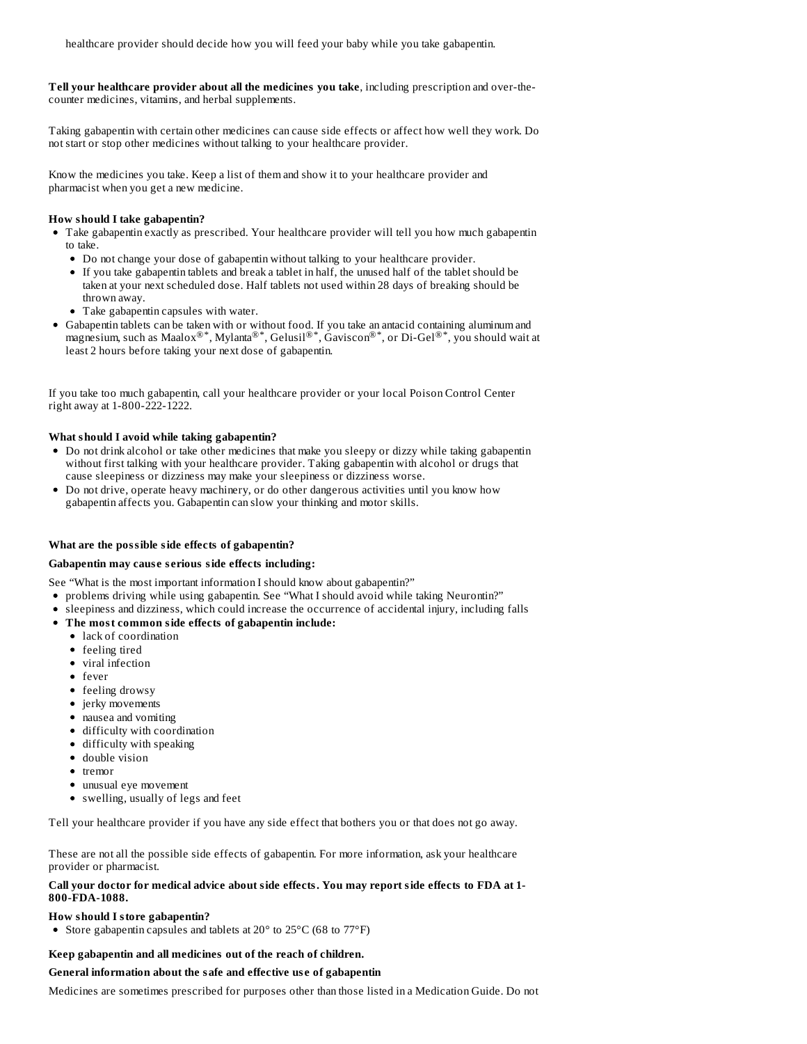healthcare provider should decide how you will feed your baby while you take gabapentin.

**Tell your healthcare provider about all the medicines you take**, including prescription and over-the-counter medicines, vitamins, and herbal supplements.

Taking gabapentin with certain other medicines can cause side effects or affect how well they work. Do not start or stop other medicines without talking to your healthcare provider.

Know the medicines you take. Keep a list of them and show it to your healthcare provider and pharmacist when you get a new medicine.

**How should I take gabapentin?**

- Take gabapentin exactly as prescribed. Your healthcare provider will tell you how much gabapentin to take.
  - Do not change your dose of gabapentin without talking to your healthcare provider.
  - If you take gabapentin tablets and break a tablet in half, the unused half of the tablet should be taken at your next scheduled dose. Half tablets not used within 28 days of breaking should be thrown away.
  - Take gabapentin capsules with water.
- Gabapentin tablets can be taken with or without food. If you take an antacid containing aluminum and magnesium, such as Maalox®*, Mylanta®*, Gelusil®*, Gaviscon®*, or Di-Gel®*, you should wait at least 2 hours before taking your next dose of gabapentin.

If you take too much gabapentin, call your healthcare provider or your local Poison Control Center right away at 1-800-222-1222.

**What should I avoid while taking gabapentin?**

- Do not drink alcohol or take other medicines that make you sleepy or dizzy while taking gabapentin without first talking with your healthcare provider. Taking gabapentin with alcohol or drugs that cause sleepiness or dizziness may make your sleepiness or dizziness worse.
- Do not drive, operate heavy machinery, or do other dangerous activities until you know how gabapentin affects you. Gabapentin can slow your thinking and motor skills.

**What are the possible side effects of gabapentin?**

**Gabapentin may cause serious side effects including:**

See "What is the most important information I should know about gabapentin?"

- problems driving while using gabapentin. See "What I should avoid while taking Neurontin?"
- sleepiness and dizziness, which could increase the occurrence of accidental injury, including falls
- **The most common side effects of gabapentin include:**
  - lack of coordination
  - feeling tired
  - viral infection
  - fever
  - feeling drowsy
  - jerky movements
  - nausea and vomiting
  - difficulty with coordination
  - difficulty with speaking
  - double vision
  - tremor
  - unusual eye movement
  - swelling, usually of legs and feet

Tell your healthcare provider if you have any side effect that bothers you or that does not go away.

These are not all the possible side effects of gabapentin. For more information, ask your healthcare provider or pharmacist.

**Call your doctor for medical advice about side effects. You may report side effects to FDA at 1-800-FDA-1088.**

**How should I store gabapentin?**

- Store gabapentin capsules and tablets at 20° to 25°C (68 to 77°F)

**Keep gabapentin and all medicines out of the reach of children.**

**General information about the safe and effective use of gabapentin**

Medicines are sometimes prescribed for purposes other than those listed in a Medication Guide. Do not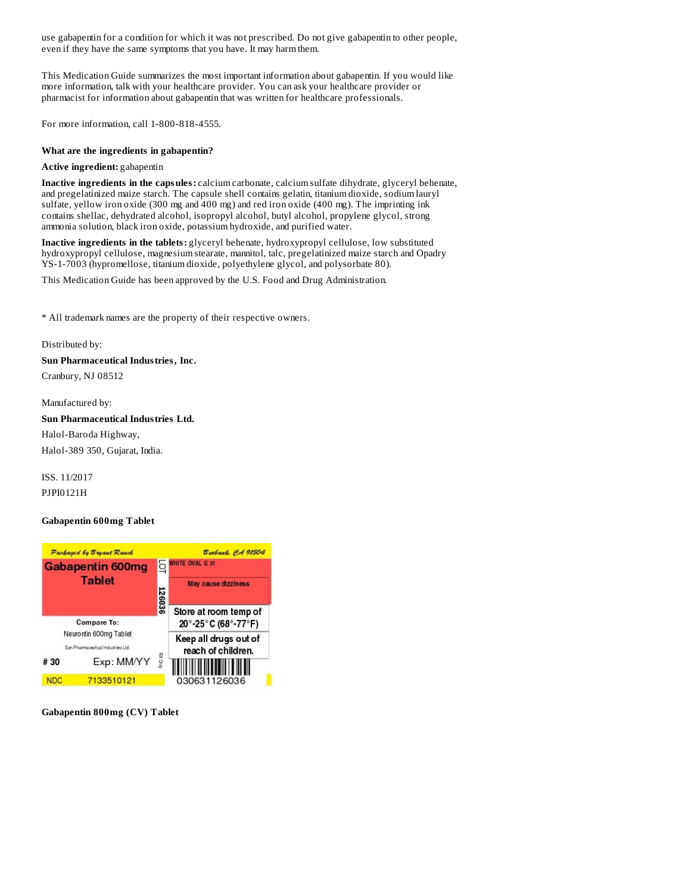use gabapentin for a condition for which it was not prescribed. Do not give gabapentin to other people, even if they have the same symptoms that you have. It may harm them.

This Medication Guide summarizes the most important information about gabapentin. If you would like more information, talk with your healthcare provider. You can ask your healthcare provider or pharmacist for information about gabapentin that was written for healthcare professionals.

For more information, call 1-800-818-4555.

**What are the ingredients in gabapentin?**

**Active ingredient:** gabapentin

**Inactive ingredients in the capsules:** calcium carbonate, calcium sulfate dihydrate, glyceryl behenate, and pregelatinized maize starch. The capsule shell contains gelatin, titanium dioxide, sodium lauryl sulfate, yellow iron oxide (300 mg and 400 mg) and red iron oxide (400 mg). The imprinting ink contains shellac, dehydrated alcohol, isopropyl alcohol, butyl alcohol, propylene glycol, strong ammonia solution, black iron oxide, potassium hydroxide, and purified water.

**Inactive ingredients in the tablets:** glyceryl behenate, hydroxypropyl cellulose, low substituted hydroxypropyl cellulose, magnesium stearate, mannitol, talc, pregelatinized maize starch and Opadry YS-1-7003 (hypromellose, titanium dioxide, polyethylene glycol, and polysorbate 80).

This Medication Guide has been approved by the U.S. Food and Drug Administration.

* All trademark names are the property of their respective owners.

Distributed by:

**Sun Pharmaceutical Industries, Inc.**

Cranbury, NJ 08512

Manufactured by:

**Sun Pharmaceutical Industries Ltd.**

Halol-Baroda Highway,

Halol-389 350, Gujarat, India.

ISS. 11/2017

PJPI0121H

**Gabapentin 600mg Tablet**

Packaged by Bryant Ranch    Burbank, CA 91504

Gabapentin 600mg Tablet

LOT 126036

WHITE OVAL G 31

May cause dizziness

Store at room temp of 20°-25°C (68°-77°F)

Keep all drugs out of reach of children.

Compare To: Neurontin 600mg Tablet

Sun Pharmaceutical Industries Ltd.

# 30    Exp: MM/YY    RX Only

NDC 7133510121

030631126036

**Gabapentin 800mg (CV) Tablet**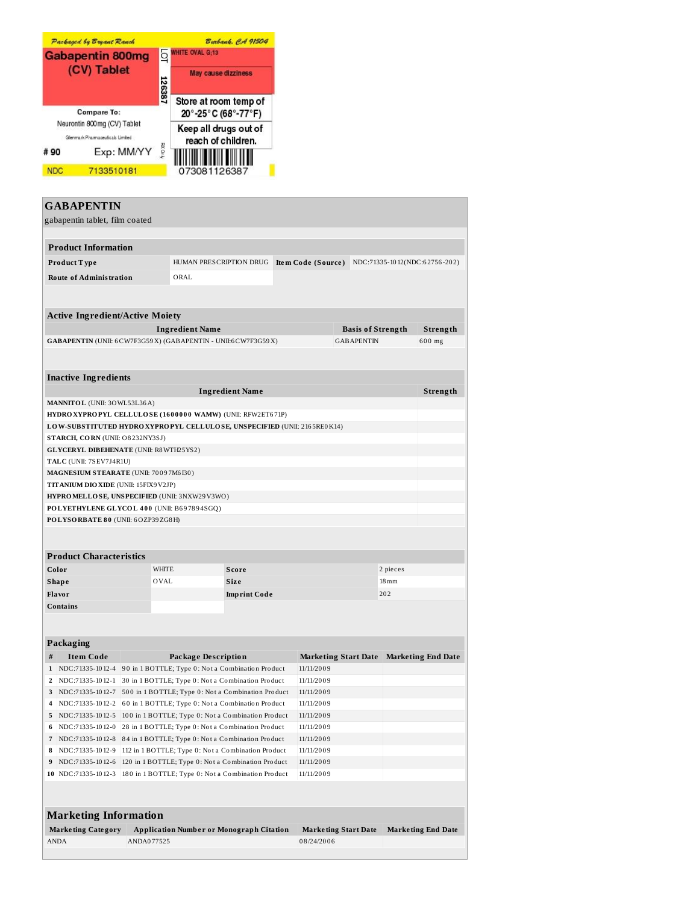Packaged by Bryant Ranch | Burbank, CA 91504

**Gabapentin 800mg (CV) Tablet**

LOT 126387

WHITE OVAL G;13

May cause dizziness

Store at room temp of 20°-25°C (68°-77°F)

Keep all drugs out of reach of children.

Compare To: Neurontin 800mg (CV) Tablet

Glenmark Pharmaceuticals Limited

# 90 Exp: MM/YY

RX Only

NDC 7133510181

073081126387

# GABAPENTIN

gabapentin tablet, film coated

## Product Information

| Product Type | HUMAN PRESCRIPTION DRUG | Item Code (Source) | NDC:71335-1012(NDC:62756-202) |
|---|---|---|---|
| Route of Administration | ORAL | | |

## Active Ingredient/Active Moiety

| Ingredient Name | Basis of Strength | Strength |
|---|---|---|
| GABAPENTIN (UNII: 6CW7F3G59X) (GABAPENTIN - UNII:6CW7F3G59X) | GABAPENTIN | 600 mg |

## Inactive Ingredients

| Ingredient Name | Strength |
|---|---|
| MANNITOL (UNII: 3OWL53L36A) | |
| HYDROXYPROPYL CELLULOSE (1600000 WAMW) (UNII: RFW2ET671P) | |
| LOW-SUBSTITUTED HYDROXYPROPYL CELLULOSE, UNSPECIFIED (UNII: 2165RE0K14) | |
| STARCH, CORN (UNII: O8232NY3SJ) | |
| GLYCERYL DIBEHENATE (UNII: R8WTH25YS2) | |
| TALC (UNII: 7SEV7J4R1U) | |
| MAGNESIUM STEARATE (UNII: 70097M6I30) | |
| TITANIUM DIOXIDE (UNII: 15FIX9V2JP) | |
| HYPROMELLOSE, UNSPECIFIED (UNII: 3NXW29V3WO) | |
| POLYETHYLENE GLYCOL 400 (UNII: B697894SGQ) | |
| POLYSORBATE 80 (UNII: 6OZP39ZG8H) | |

## Product Characteristics

| Color | WHITE | Score | 2 pieces |
|---|---|---|---|
| Shape | OVAL | Size | 18mm |
| Flavor | | Imprint Code | 202 |
| Contains | | | |

## Packaging

| # | Item Code | Package Description | Marketing Start Date | Marketing End Date |
|---|---|---|---|---|
| 1 | NDC:71335-1012-4 | 90 in 1 BOTTLE; Type 0: Not a Combination Product | 11/11/2009 | |
| 2 | NDC:71335-1012-1 | 30 in 1 BOTTLE; Type 0: Not a Combination Product | 11/11/2009 | |
| 3 | NDC:71335-1012-7 | 500 in 1 BOTTLE; Type 0: Not a Combination Product | 11/11/2009 | |
| 4 | NDC:71335-1012-2 | 60 in 1 BOTTLE; Type 0: Not a Combination Product | 11/11/2009 | |
| 5 | NDC:71335-1012-5 | 100 in 1 BOTTLE; Type 0: Not a Combination Product | 11/11/2009 | |
| 6 | NDC:71335-1012-0 | 28 in 1 BOTTLE; Type 0: Not a Combination Product | 11/11/2009 | |
| 7 | NDC:71335-1012-8 | 84 in 1 BOTTLE; Type 0: Not a Combination Product | 11/11/2009 | |
| 8 | NDC:71335-1012-9 | 112 in 1 BOTTLE; Type 0: Not a Combination Product | 11/11/2009 | |
| 9 | NDC:71335-1012-6 | 120 in 1 BOTTLE; Type 0: Not a Combination Product | 11/11/2009 | |
| 10 | NDC:71335-1012-3 | 180 in 1 BOTTLE; Type 0: Not a Combination Product | 11/11/2009 | |

## Marketing Information

| Marketing Category | Application Number or Monograph Citation | Marketing Start Date | Marketing End Date |
|---|---|---|---|
| ANDA | ANDA077525 | 08/24/2006 | |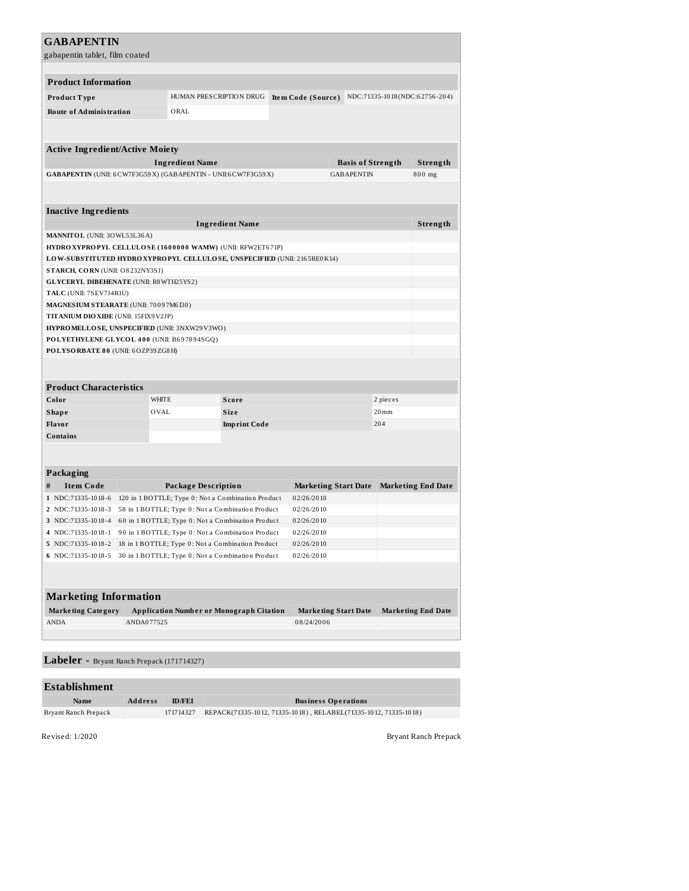# GABAPENTIN

gabapentin tablet, film coated

## Product Information

| | | | |
|---|---|---|---|
| **Product Type** | HUMAN PRESCRIPTION DRUG | **Item Code (Source)** | NDC:71335-1018(NDC:62756-204) |
| **Route of Administration** | ORAL | | |

## Active Ingredient/Active Moiety

| Ingredient Name | Basis of Strength | Strength |
|---|---|---|
| **GABAPENTIN** (UNII: 6CW7F3G59X) (GABAPENTIN - UNII:6CW7F3G59X) | GABAPENTIN | 800 mg |

## Inactive Ingredients

| Ingredient Name | Strength |
|---|---|
| **MANNITOL** (UNII: 3OWL53L36A) | |
| **HYDROXYPROPYL CELLULOSE (1600000 WAMW)** (UNII: RFW2ET671P) | |
| **LOW-SUBSTITUTED HYDROXYPROPYL CELLULOSE, UNSPECIFIED** (UNII: 2165RE0K14) | |
| **STARCH, CORN** (UNII: O8232NY3SJ) | |
| **GLYCERYL DIBEHENATE** (UNII: R8WTH25YS2) | |
| **TALC** (UNII: 7SEV7J4R1U) | |
| **MAGNESIUM STEARATE** (UNII: 70097M6I30) | |
| **TITANIUM DIOXIDE** (UNII: 15FIX9V2JP) | |
| **HYPROMELLOSE, UNSPECIFIED** (UNII: 3NXW29V3WO) | |
| **POLYETHYLENE GLYCOL 400** (UNII: B697894SGQ) | |
| **POLYSORBATE 80** (UNII: 6OZP39ZG8H) | |

## Product Characteristics

| | | | |
|---|---|---|---|
| **Color** | WHITE | **Score** | 2 pieces |
| **Shape** | OVAL | **Size** | 20mm |
| **Flavor** | | **Imprint Code** | 204 |
| **Contains** | | | |

## Packaging

| # | Item Code | Package Description | Marketing Start Date | Marketing End Date |
|---|---|---|---|---|
| 1 | NDC:71335-1018-6 | 120 in 1 BOTTLE; Type 0: Not a Combination Product | 02/26/2010 | |
| 2 | NDC:71335-1018-3 | 58 in 1 BOTTLE; Type 0: Not a Combination Product | 02/26/2010 | |
| 3 | NDC:71335-1018-4 | 60 in 1 BOTTLE; Type 0: Not a Combination Product | 02/26/2010 | |
| 4 | NDC:71335-1018-1 | 90 in 1 BOTTLE; Type 0: Not a Combination Product | 02/26/2010 | |
| 5 | NDC:71335-1018-2 | 18 in 1 BOTTLE; Type 0: Not a Combination Product | 02/26/2010 | |
| 6 | NDC:71335-1018-5 | 30 in 1 BOTTLE; Type 0: Not a Combination Product | 02/26/2010 | |

## Marketing Information

| Marketing Category | Application Number or Monograph Citation | Marketing Start Date | Marketing End Date |
|---|---|---|---|
| ANDA | ANDA077525 | 08/24/2006 | |

## Labeler - Bryant Ranch Prepack (171714327)

## Establishment

| Name | Address | ID/FEI | Business Operations |
|---|---|---|---|
| Bryant Ranch Prepack | | 171714327 | REPACK(71335-1012, 71335-1018) , RELABEL(71335-1012, 71335-1018) |

Revised: 1/2020

Bryant Ranch Prepack